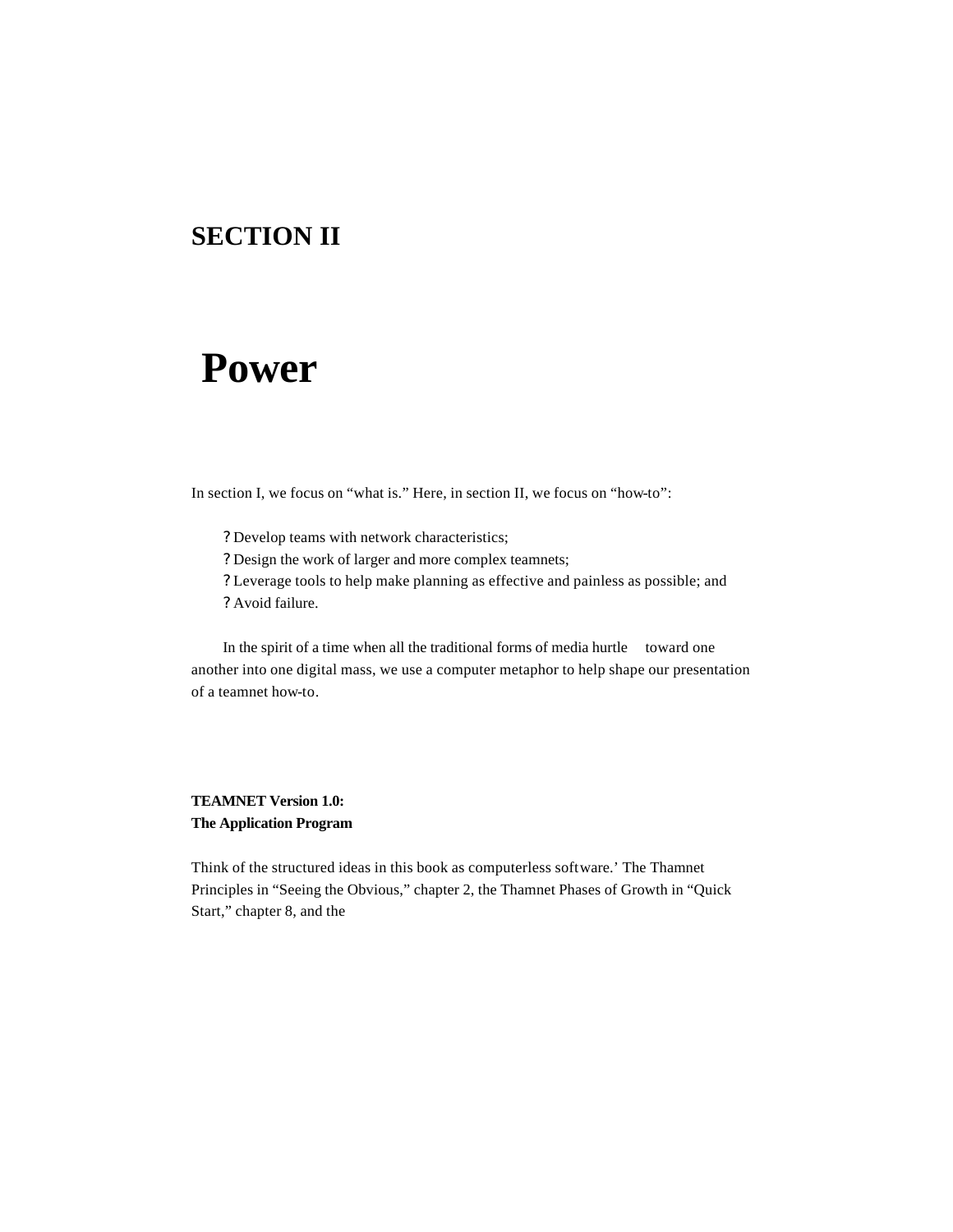# SECTION II

# Power

In section I, we focus on “what is.” Here, in section II, we focus on “how-to”:

- ? Develop teams with network characteristics;
- ? Design the work of larger and more complex teamnets;
- ? Leverage tools to help make planning as effective and painless as possible; and
- ? Avoid failure.

In the spirit of a time when all the traditional forms of media hurtle toward one another into one digital mass, we use a computer metaphor to help shape our presentation of a teamnet how-to.

### TEAMNET Version 1.0: The Application Program

Think of the structured ideas in this book as computerless software.’ The Thamnet Principles in “Seeing the Obvious,” chapter 2, the Thamnet Phases of Growth in “Quick Start,” chapter 8, and the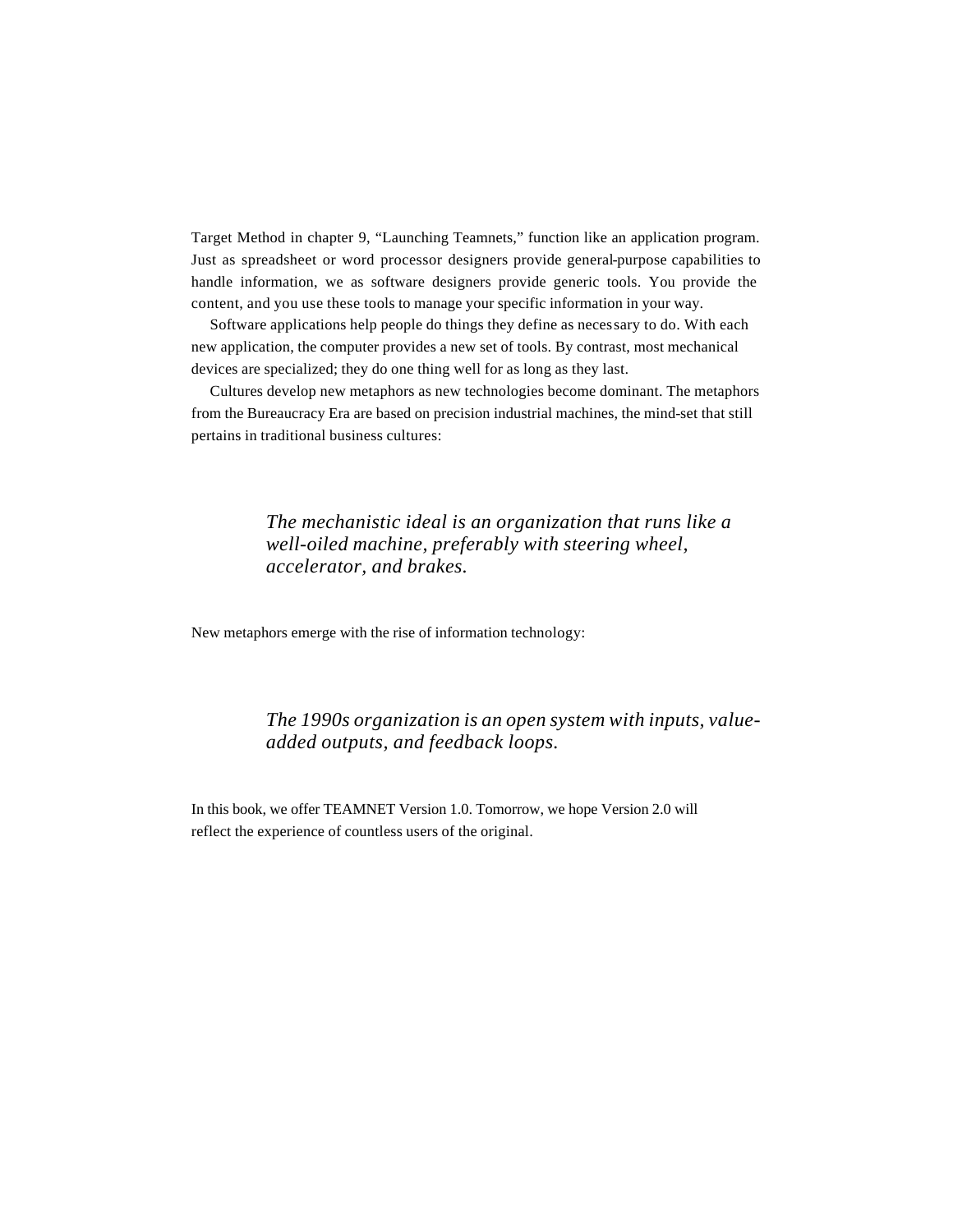Target Method in chapter 9, "Launching Teamnets," function like an application program. Just as spreadsheet or word processor designers provide general-purpose capabilities to handle information, we as software designers provide generic tools. You provide the content, and you use these tools to manage your specific information in your way.

Software applications help people do things they define as necessary to do. With each new application, the computer provides a new set of tools. By contrast, most mechanical devices are specialized; they do one thing well for as long as they last.

Cultures develop new metaphors as new technologies become dominant. The metaphors from the Bureaucracy Era are based on precision industrial machines, the mind-set that still pertains in traditional business cultures:

> *The mechanistic ideal is an organization that runs like a well-oiled machine, preferably with steering wheel, accelerator, and brakes.*

New metaphors emerge with the rise of information technology:

> *The 1990s organization is an open system with inputs, value-added outputs, and feedback loops.*

In this book, we offer TEAMNET Version 1.0. Tomorrow, we hope Version 2.0 will reflect the experience of countless users of the original.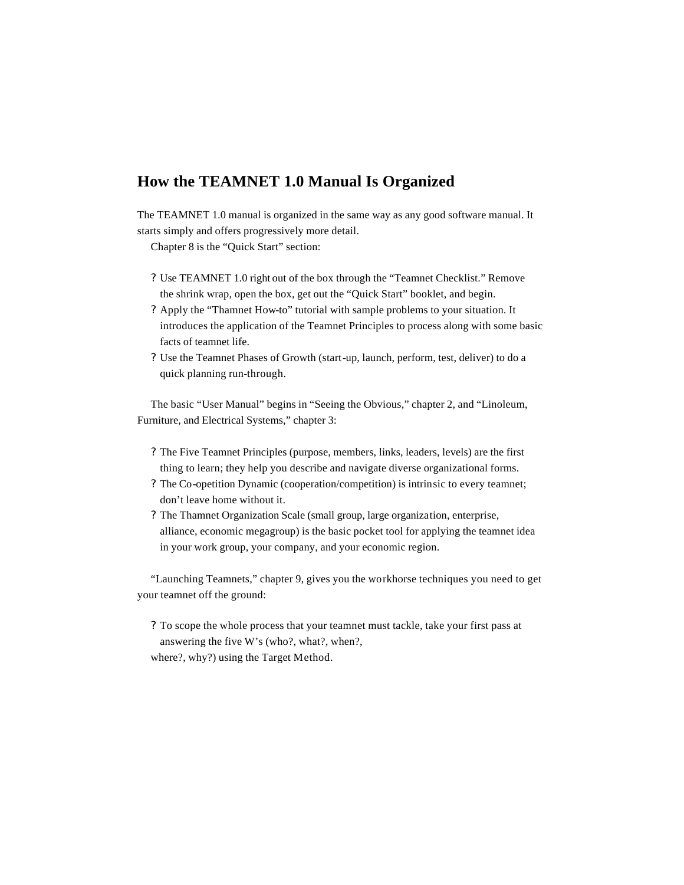## How the TEAMNET 1.0 Manual Is Organized

The TEAMNET 1.0 manual is organized in the same way as any good software manual. It starts simply and offers progressively more detail.

Chapter 8 is the “Quick Start” section:

- Use TEAMNET 1.0 right out of the box through the “Teamnet Checklist.” Remove the shrink wrap, open the box, get out the “Quick Start” booklet, and begin.
- Apply the “Thamnet How-to” tutorial with sample problems to your situation. It introduces the application of the Teamnet Principles to process along with some basic facts of teamnet life.
- Use the Teamnet Phases of Growth (start-up, launch, perform, test, deliver) to do a quick planning run-through.

The basic “User Manual” begins in “Seeing the Obvious,” chapter 2, and “Linoleum, Furniture, and Electrical Systems,” chapter 3:

- The Five Teamnet Principles (purpose, members, links, leaders, levels) are the first thing to learn; they help you describe and navigate diverse organizational forms.
- The Co-opetition Dynamic (cooperation/competition) is intrinsic to every teamnet; don’t leave home without it.
- The Thamnet Organization Scale (small group, large organization, enterprise, alliance, economic megagroup) is the basic pocket tool for applying the teamnet idea in your work group, your company, and your economic region.

“Launching Teamnets,” chapter 9, gives you the workhorse techniques you need to get your teamnet off the ground:

- To scope the whole process that your teamnet must tackle, take your first pass at answering the five W’s (who?, what?, when?, where?, why?) using the Target Method.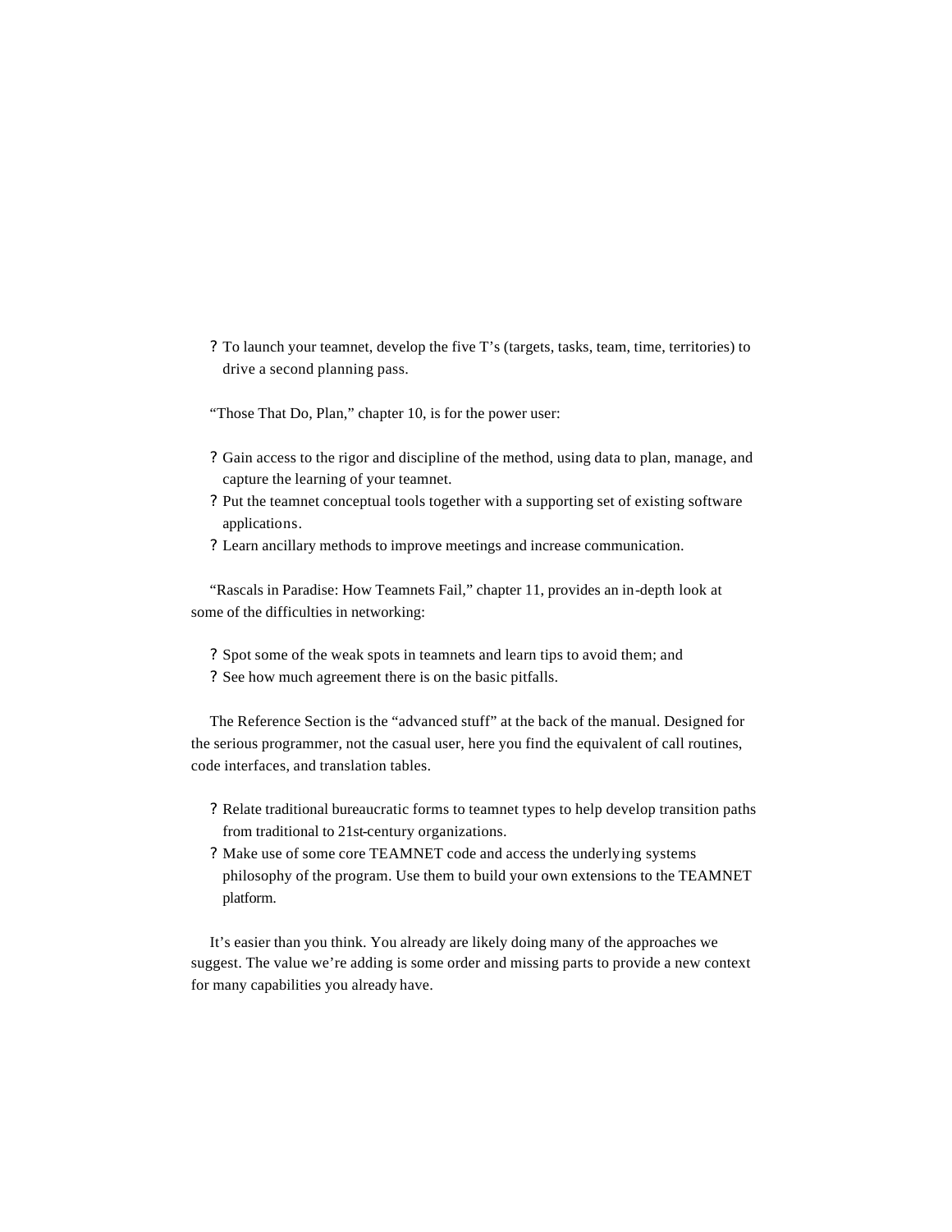- To launch your teamnet, develop the five T's (targets, tasks, team, time, territories) to drive a second planning pass.

"Those That Do, Plan," chapter 10, is for the power user:

- Gain access to the rigor and discipline of the method, using data to plan, manage, and capture the learning of your teamnet.
- Put the teamnet conceptual tools together with a supporting set of existing software applications.
- Learn ancillary methods to improve meetings and increase communication.

"Rascals in Paradise: How Teamnets Fail," chapter 11, provides an in-depth look at some of the difficulties in networking:

- Spot some of the weak spots in teamnets and learn tips to avoid them; and
- See how much agreement there is on the basic pitfalls.

The Reference Section is the "advanced stuff" at the back of the manual. Designed for the serious programmer, not the casual user, here you find the equivalent of call routines, code interfaces, and translation tables.

- Relate traditional bureaucratic forms to teamnet types to help develop transition paths from traditional to 21st-century organizations.
- Make use of some core TEAMNET code and access the underlying systems philosophy of the program. Use them to build your own extensions to the TEAMNET platform.

It's easier than you think. You already are likely doing many of the approaches we suggest. The value we're adding is some order and missing parts to provide a new context for many capabilities you already have.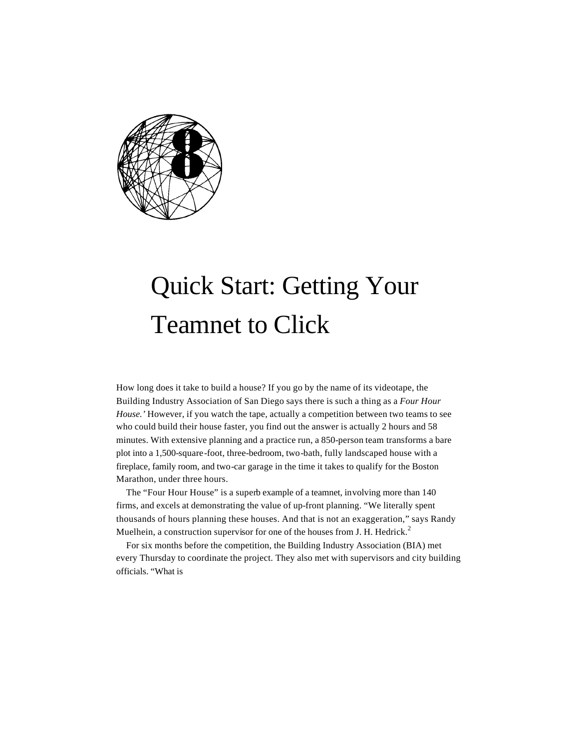# 8

# Quick Start: Getting Your Teamnet to Click

How long does it take to build a house? If you go by the name of its videotape, the Building Industry Association of San Diego says there is such a thing as a *Four Hour House.'* However, if you watch the tape, actually a competition between two teams to see who could build their house faster, you find out the answer is actually 2 hours and 58 minutes. With extensive planning and a practice run, a 850-person team transforms a bare plot into a 1,500-square-foot, three-bedroom, two-bath, fully landscaped house with a fireplace, family room, and two-car garage in the time it takes to qualify for the Boston Marathon, under three hours.

The "Four Hour House" is a superb example of a teamnet, involving more than 140 firms, and excels at demonstrating the value of up-front planning. "We literally spent thousands of hours planning these houses. And that is not an exaggeration," says Randy Muelhein, a construction supervisor for one of the houses from J. H. Hedrick.[2]

For six months before the competition, the Building Industry Association (BIA) met every Thursday to coordinate the project. They also met with supervisors and city building officials. "What is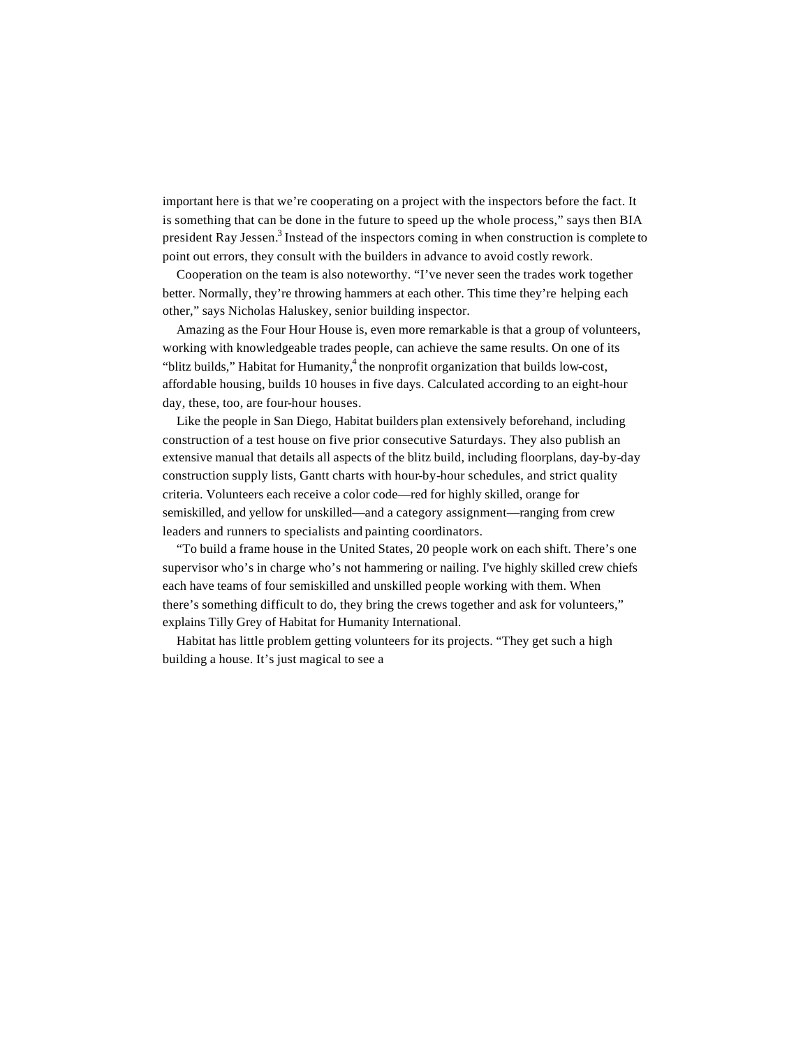important here is that we're cooperating on a project with the inspectors before the fact. It is something that can be done in the future to speed up the whole process," says then BIA president Ray Jessen.[3] Instead of the inspectors coming in when construction is complete to point out errors, they consult with the builders in advance to avoid costly rework.

Cooperation on the team is also noteworthy. "I've never seen the trades work together better. Normally, they're throwing hammers at each other. This time they're helping each other," says Nicholas Haluskey, senior building inspector.

Amazing as the Four Hour House is, even more remarkable is that a group of volunteers, working with knowledgeable trades people, can achieve the same results. On one of its "blitz builds," Habitat for Humanity,[4] the nonprofit organization that builds low-cost, affordable housing, builds 10 houses in five days. Calculated according to an eight-hour day, these, too, are four-hour houses.

Like the people in San Diego, Habitat builders plan extensively beforehand, including construction of a test house on five prior consecutive Saturdays. They also publish an extensive manual that details all aspects of the blitz build, including floorplans, day-by-day construction supply lists, Gantt charts with hour-by-hour schedules, and strict quality criteria. Volunteers each receive a color code—red for highly skilled, orange for semiskilled, and yellow for unskilled—and a category assignment—ranging from crew leaders and runners to specialists and painting coordinators.

"To build a frame house in the United States, 20 people work on each shift. There's one supervisor who's in charge who's not hammering or nailing. I've highly skilled crew chiefs each have teams of four semiskilled and unskilled people working with them. When there's something difficult to do, they bring the crews together and ask for volunteers," explains Tilly Grey of Habitat for Humanity International.

Habitat has little problem getting volunteers for its projects. "They get such a high building a house. It's just magical to see a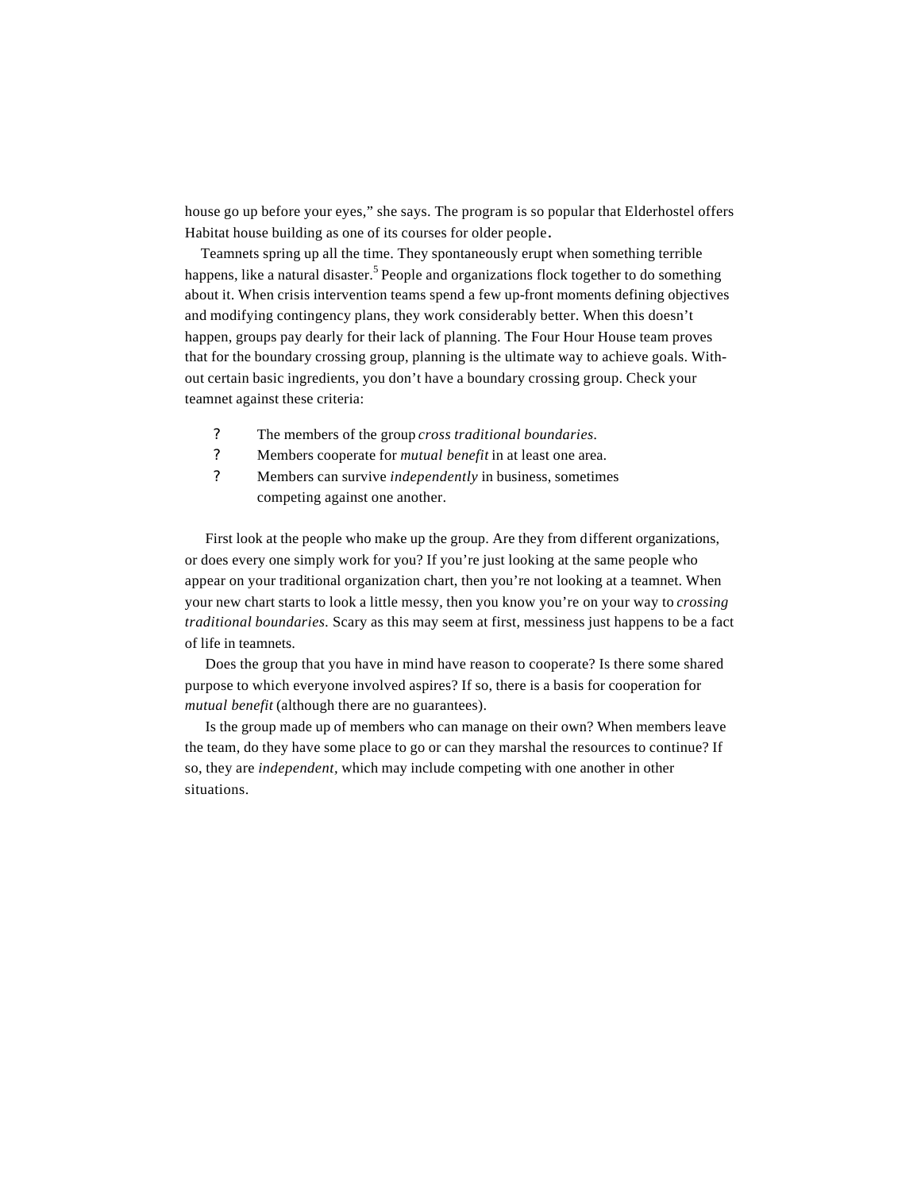house go up before your eyes," she says. The program is so popular that Elderhostel offers Habitat house building as one of its courses for older people.

Teamnets spring up all the time. They spontaneously erupt when something terrible happens, like a natural disaster.[5] People and organizations flock together to do something about it. When crisis intervention teams spend a few up-front moments defining objectives and modifying contingency plans, they work considerably better. When this doesn't happen, groups pay dearly for their lack of planning. The Four Hour House team proves that for the boundary crossing group, planning is the ultimate way to achieve goals. Without certain basic ingredients, you don't have a boundary crossing group. Check your teamnet against these criteria:

- The members of the group *cross traditional boundaries*.
- Members cooperate for *mutual benefit* in at least one area.
- Members can survive *independently* in business, sometimes competing against one another.

First look at the people who make up the group. Are they from different organizations, or does every one simply work for you? If you're just looking at the same people who appear on your traditional organization chart, then you're not looking at a teamnet. When your new chart starts to look a little messy, then you know you're on your way to *crossing traditional boundaries*. Scary as this may seem at first, messiness just happens to be a fact of life in teamnets.

Does the group that you have in mind have reason to cooperate? Is there some shared purpose to which everyone involved aspires? If so, there is a basis for cooperation for *mutual benefit* (although there are no guarantees).

Is the group made up of members who can manage on their own? When members leave the team, do they have some place to go or can they marshal the resources to continue? If so, they are *independent*, which may include competing with one another in other situations.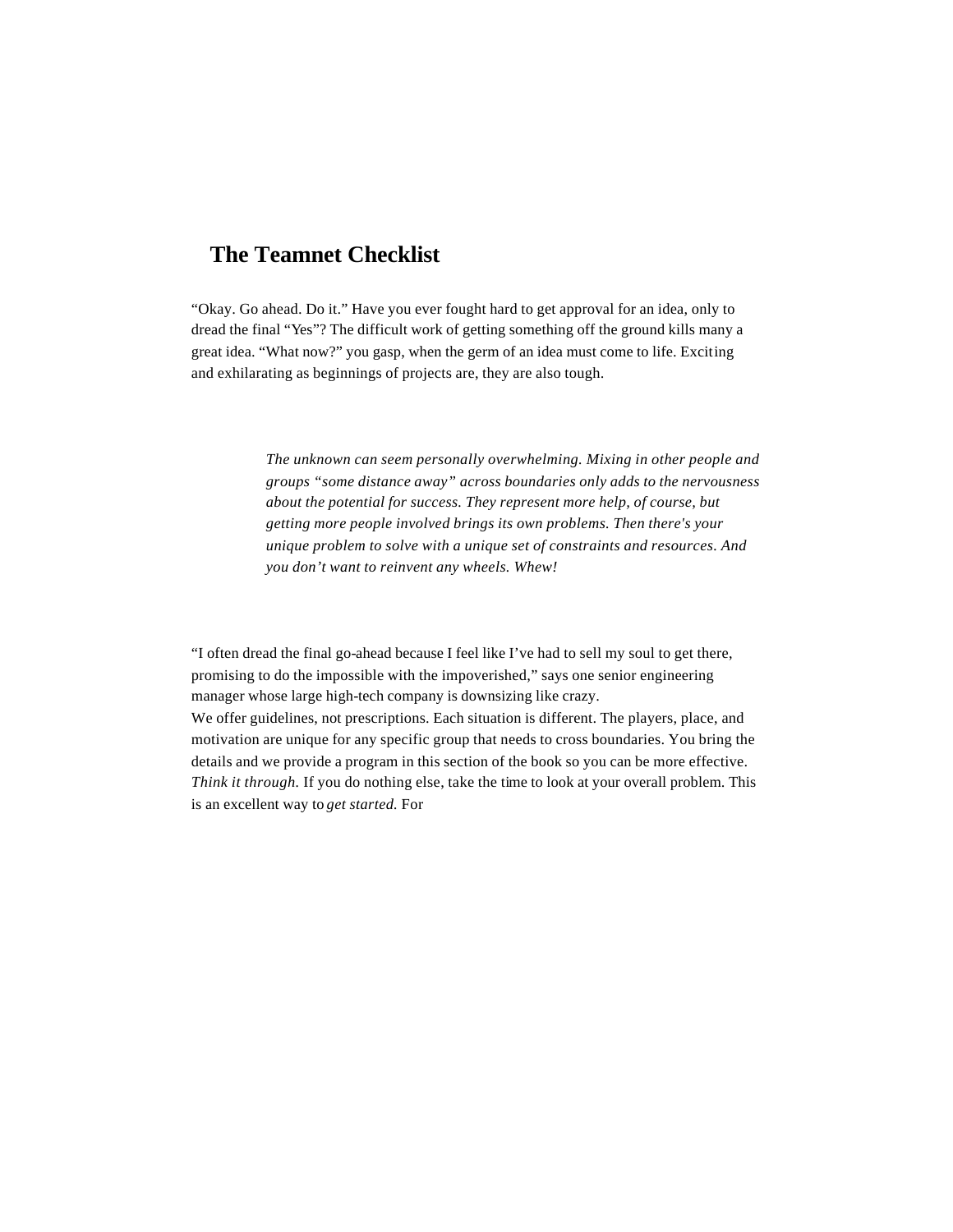## The Teamnet Checklist

"Okay. Go ahead. Do it." Have you ever fought hard to get approval for an idea, only to dread the final "Yes"? The difficult work of getting something off the ground kills many a great idea. "What now?" you gasp, when the germ of an idea must come to life. Exciting and exhilarating as beginnings of projects are, they are also tough.

> *The unknown can seem personally overwhelming. Mixing in other people and groups "some distance away" across boundaries only adds to the nervousness about the potential for success. They represent more help, of course, but getting more people involved brings its own problems. Then there's your unique problem to solve with a unique set of constraints and resources. And you don't want to reinvent any wheels. Whew!*

"I often dread the final go-ahead because I feel like I've had to sell my soul to get there, promising to do the impossible with the impoverished," says one senior engineering manager whose large high-tech company is downsizing like crazy.

We offer guidelines, not prescriptions. Each situation is different. The players, place, and motivation are unique for any specific group that needs to cross boundaries. You bring the details and we provide a program in this section of the book so you can be more effective. *Think it through.* If you do nothing else, take the time to look at your overall problem. This is an excellent way to *get started.* For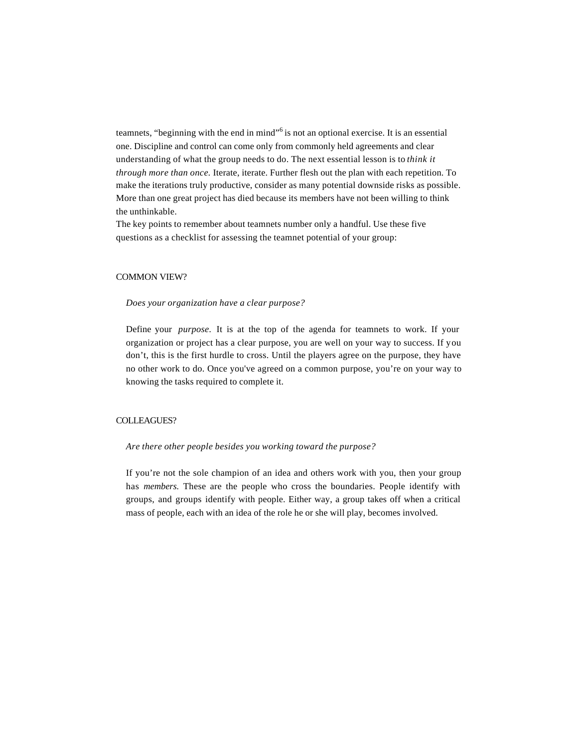teamnets, "beginning with the end in mind"[6] is not an optional exercise. It is an essential one. Discipline and control can come only from commonly held agreements and clear understanding of what the group needs to do. The next essential lesson is to *think it through more than once.* Iterate, iterate. Further flesh out the plan with each repetition. To make the iterations truly productive, consider as many potential downside risks as possible. More than one great project has died because its members have not been willing to think the unthinkable.

The key points to remember about teamnets number only a handful. Use these five questions as a checklist for assessing the teamnet potential of your group:

### COMMON VIEW?

*Does your organization have a clear purpose?*

Define your *purpose*. It is at the top of the agenda for teamnets to work. If your organization or project has a clear purpose, you are well on your way to success. If you don't, this is the first hurdle to cross. Until the players agree on the purpose, they have no other work to do. Once you've agreed on a common purpose, you're on your way to knowing the tasks required to complete it.

### COLLEAGUES?

*Are there other people besides you working toward the purpose?*

If you're not the sole champion of an idea and others work with you, then your group has *members.* These are the people who cross the boundaries. People identify with groups, and groups identify with people. Either way, a group takes off when a critical mass of people, each with an idea of the role he or she will play, becomes involved.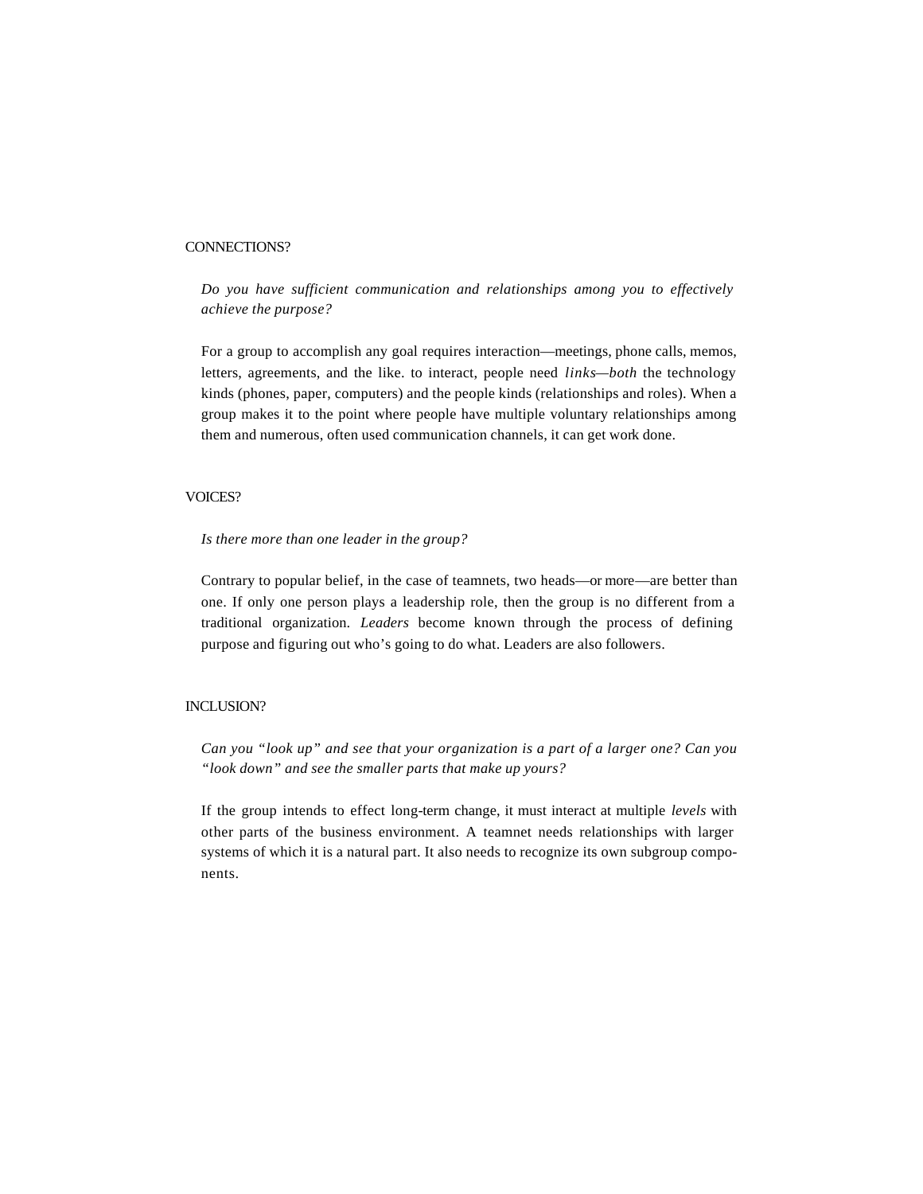CONNECTIONS?

*Do you have sufficient communication and relationships among you to effectively achieve the purpose?*

For a group to accomplish any goal requires interaction—meetings, phone calls, memos, letters, agreements, and the like. to interact, people need *links—both* the technology kinds (phones, paper, computers) and the people kinds (relationships and roles). When a group makes it to the point where people have multiple voluntary relationships among them and numerous, often used communication channels, it can get work done.

VOICES?

*Is there more than one leader in the group?*

Contrary to popular belief, in the case of teamnets, two heads—or more—are better than one. If only one person plays a leadership role, then the group is no different from a traditional organization. *Leaders* become known through the process of defining purpose and figuring out who's going to do what. Leaders are also followers.

INCLUSION?

*Can you "look up" and see that your organization is a part of a larger one? Can you "look down" and see the smaller parts that make up yours?*

If the group intends to effect long-term change, it must interact at multiple *levels* with other parts of the business environment. A teamnet needs relationships with larger systems of which it is a natural part. It also needs to recognize its own subgroup components.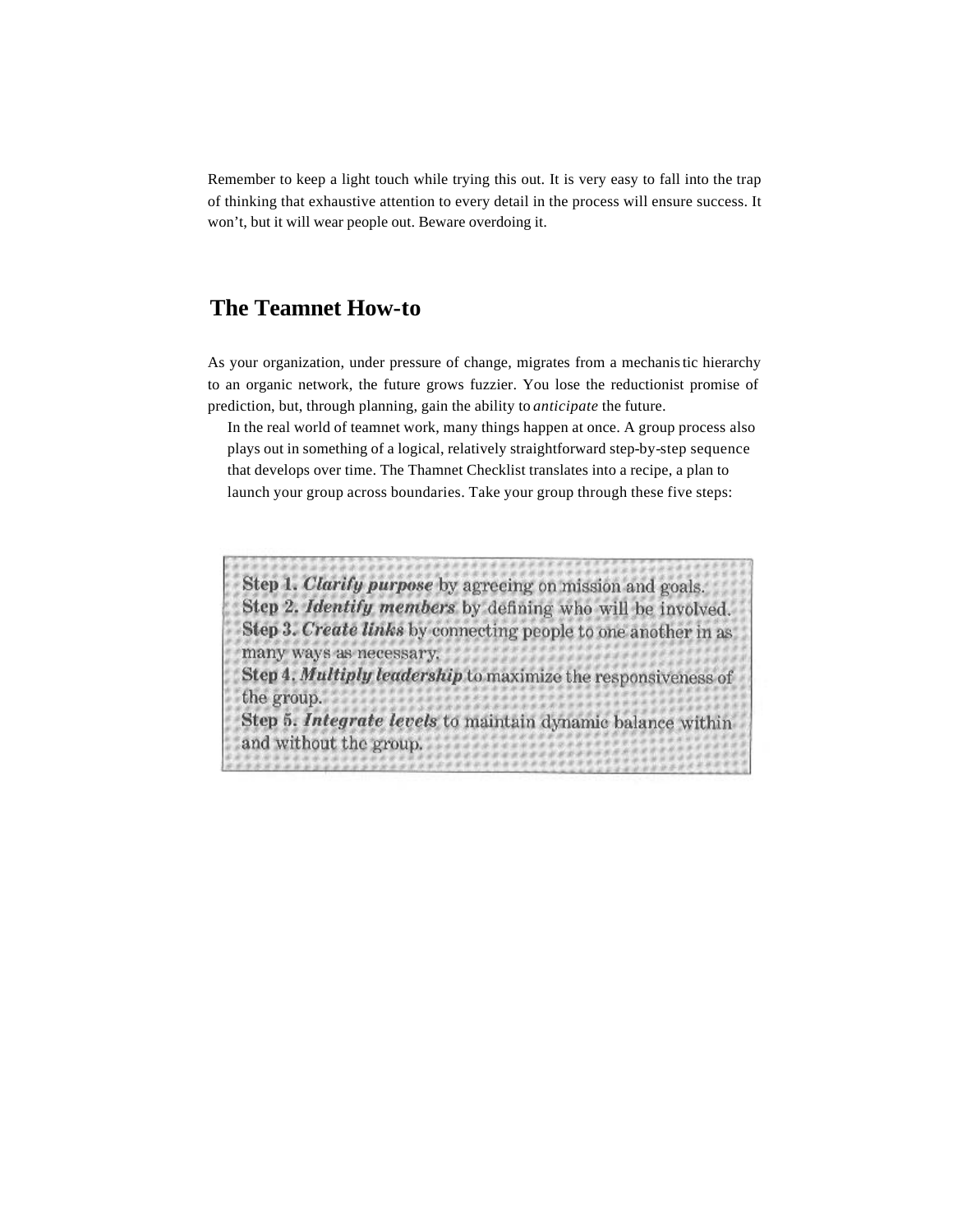Remember to keep a light touch while trying this out. It is very easy to fall into the trap of thinking that exhaustive attention to every detail in the process will ensure success. It won't, but it will wear people out. Beware overdoing it.

## The Teamnet How-to

As your organization, under pressure of change, migrates from a mechanistic hierarchy to an organic network, the future grows fuzzier. You lose the reductionist promise of prediction, but, through planning, gain the ability to *anticipate* the future.

In the real world of teamnet work, many things happen at once. A group process also plays out in something of a logical, relatively straightforward step-by-step sequence that develops over time. The Thamnet Checklist translates into a recipe, a plan to launch your group across boundaries. Take your group through these five steps:

**Step 1.** ***Clarify purpose*** by agreeing on mission and goals.
**Step 2.** ***Identify members*** by defining who will be involved.
**Step 3.** ***Create links*** by connecting people to one another in as many ways as necessary.
**Step 4.** ***Multiply leadership*** to maximize the responsiveness of the group.
**Step 5.** ***Integrate levels*** to maintain dynamic balance within and without the group.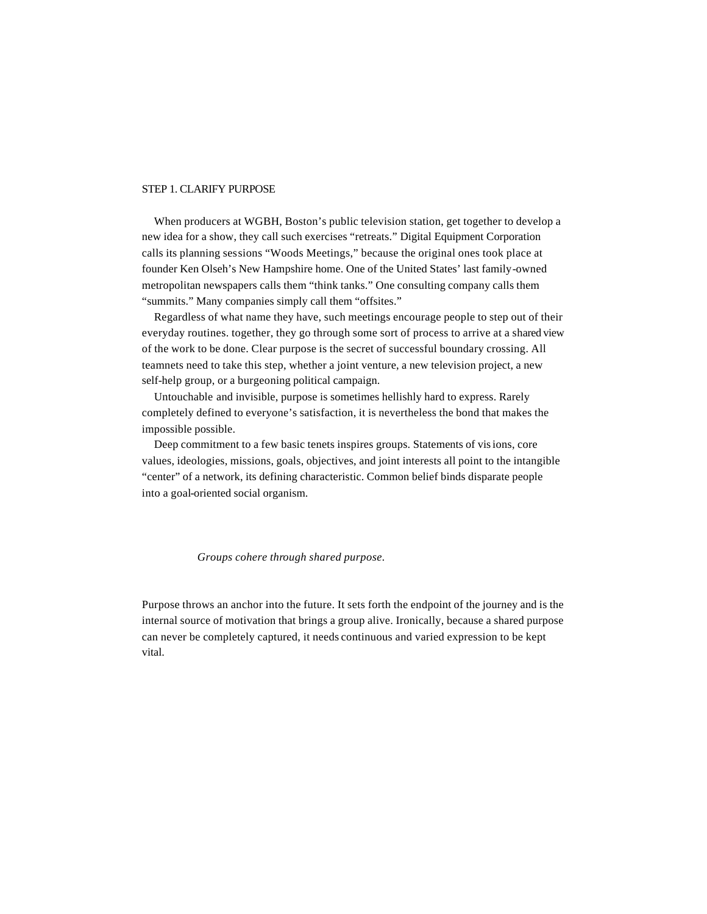## STEP 1. CLARIFY PURPOSE

When producers at WGBH, Boston's public television station, get together to develop a new idea for a show, they call such exercises "retreats." Digital Equipment Corporation calls its planning sessions "Woods Meetings," because the original ones took place at founder Ken Olseh's New Hampshire home. One of the United States' last family-owned metropolitan newspapers calls them "think tanks." One consulting company calls them "summits." Many companies simply call them "offsites."

Regardless of what name they have, such meetings encourage people to step out of their everyday routines. together, they go through some sort of process to arrive at a shared view of the work to be done. Clear purpose is the secret of successful boundary crossing. All teamnets need to take this step, whether a joint venture, a new television project, a new self-help group, or a burgeoning political campaign.

Untouchable and invisible, purpose is sometimes hellishly hard to express. Rarely completely defined to everyone's satisfaction, it is nevertheless the bond that makes the impossible possible.

Deep commitment to a few basic tenets inspires groups. Statements of visions, core values, ideologies, missions, goals, objectives, and joint interests all point to the intangible "center" of a network, its defining characteristic. Common belief binds disparate people into a goal-oriented social organism.

*Groups cohere through shared purpose.*

Purpose throws an anchor into the future. It sets forth the endpoint of the journey and is the internal source of motivation that brings a group alive. Ironically, because a shared purpose can never be completely captured, it needs continuous and varied expression to be kept vital.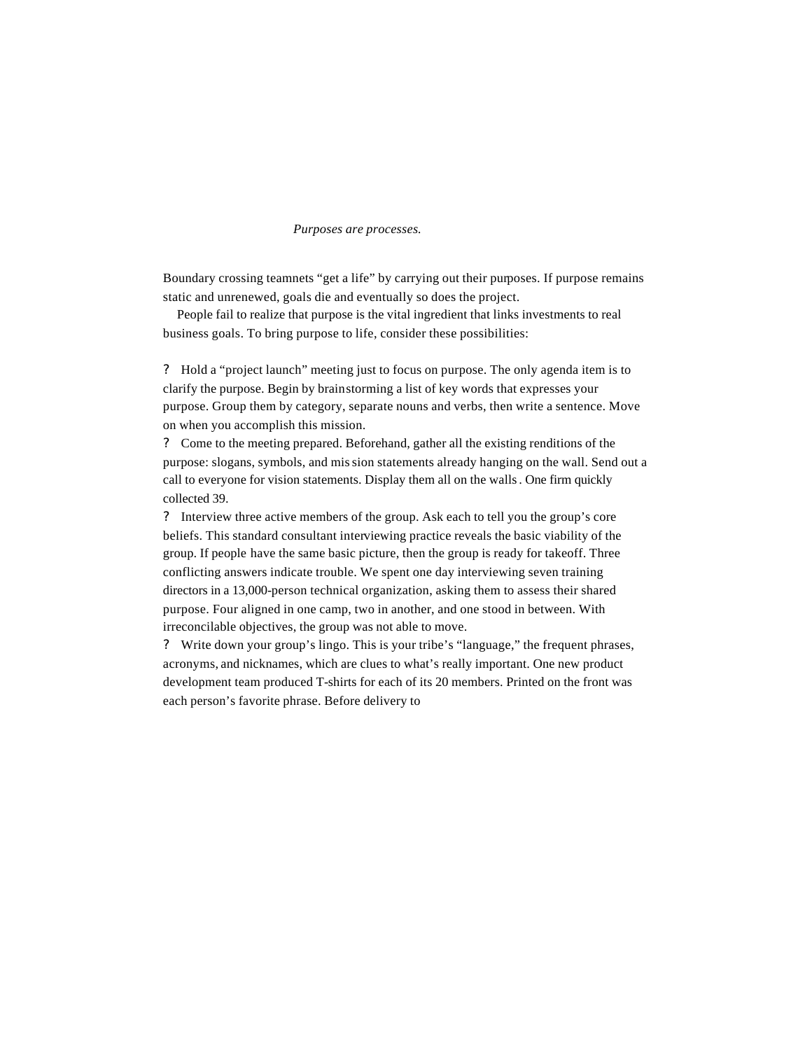*Purposes are processes.*

Boundary crossing teamnets "get a life" by carrying out their purposes. If purpose remains static and unrenewed, goals die and eventually so does the project.

People fail to realize that purpose is the vital ingredient that links investments to real business goals. To bring purpose to life, consider these possibilities:

- Hold a "project launch" meeting just to focus on purpose. The only agenda item is to clarify the purpose. Begin by brainstorming a list of key words that expresses your purpose. Group them by category, separate nouns and verbs, then write a sentence. Move on when you accomplish this mission.
- Come to the meeting prepared. Beforehand, gather all the existing renditions of the purpose: slogans, symbols, and mission statements already hanging on the wall. Send out a call to everyone for vision statements. Display them all on the walls. One firm quickly collected 39.
- Interview three active members of the group. Ask each to tell you the group's core beliefs. This standard consultant interviewing practice reveals the basic viability of the group. If people have the same basic picture, then the group is ready for takeoff. Three conflicting answers indicate trouble. We spent one day interviewing seven training directors in a 13,000-person technical organization, asking them to assess their shared purpose. Four aligned in one camp, two in another, and one stood in between. With irreconcilable objectives, the group was not able to move.
- Write down your group's lingo. This is your tribe's "language," the frequent phrases, acronyms, and nicknames, which are clues to what's really important. One new product development team produced T-shirts for each of its 20 members. Printed on the front was each person's favorite phrase. Before delivery to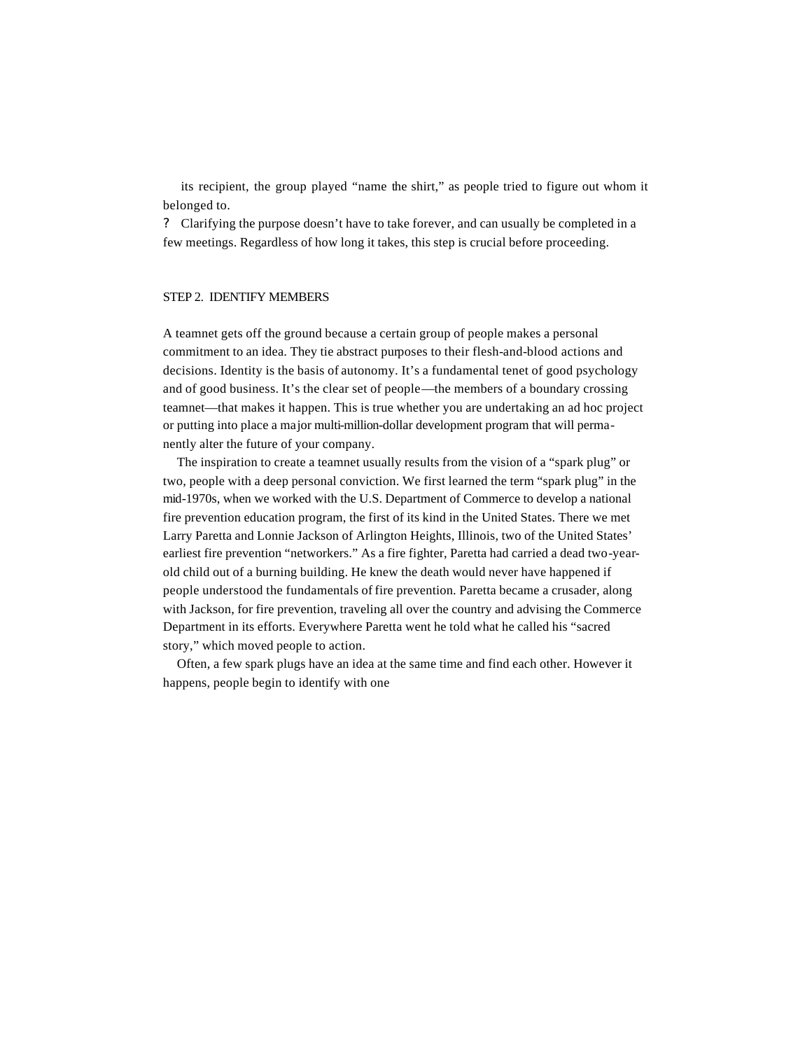its recipient, the group played "name the shirt," as people tried to figure out whom it belonged to.

? Clarifying the purpose doesn't have to take forever, and can usually be completed in a few meetings. Regardless of how long it takes, this step is crucial before proceeding.

## STEP 2. IDENTIFY MEMBERS

A teamnet gets off the ground because a certain group of people makes a personal commitment to an idea. They tie abstract purposes to their flesh-and-blood actions and decisions. Identity is the basis of autonomy. It's a fundamental tenet of good psychology and of good business. It's the clear set of people—the members of a boundary crossing teamnet—that makes it happen. This is true whether you are undertaking an ad hoc project or putting into place a major multi-million-dollar development program that will permanently alter the future of your company.

The inspiration to create a teamnet usually results from the vision of a "spark plug" or two, people with a deep personal conviction. We first learned the term "spark plug" in the mid-1970s, when we worked with the U.S. Department of Commerce to develop a national fire prevention education program, the first of its kind in the United States. There we met Larry Paretta and Lonnie Jackson of Arlington Heights, Illinois, two of the United States' earliest fire prevention "networkers." As a fire fighter, Paretta had carried a dead two-year-old child out of a burning building. He knew the death would never have happened if people understood the fundamentals of fire prevention. Paretta became a crusader, along with Jackson, for fire prevention, traveling all over the country and advising the Commerce Department in its efforts. Everywhere Paretta went he told what he called his "sacred story," which moved people to action.

Often, a few spark plugs have an idea at the same time and find each other. However it happens, people begin to identify with one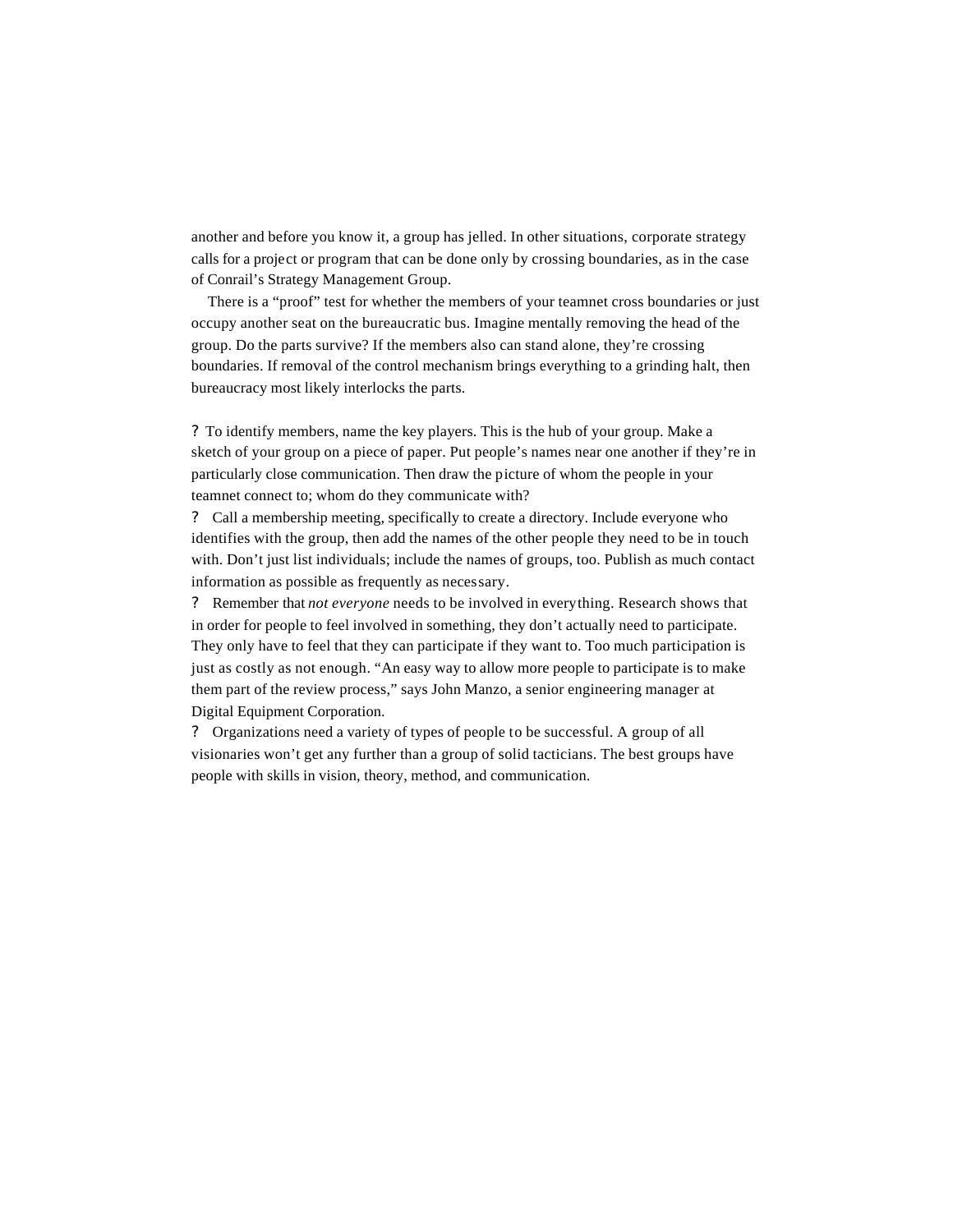another and before you know it, a group has jelled. In other situations, corporate strategy calls for a project or program that can be done only by crossing boundaries, as in the case of Conrail's Strategy Management Group.

There is a "proof" test for whether the members of your teamnet cross boundaries or just occupy another seat on the bureaucratic bus. Imagine mentally removing the head of the group. Do the parts survive? If the members also can stand alone, they're crossing boundaries. If removal of the control mechanism brings everything to a grinding halt, then bureaucracy most likely interlocks the parts.

- To identify members, name the key players. This is the hub of your group. Make a sketch of your group on a piece of paper. Put people's names near one another if they're in particularly close communication. Then draw the picture of whom the people in your teamnet connect to; whom do they communicate with?
- Call a membership meeting, specifically to create a directory. Include everyone who identifies with the group, then add the names of the other people they need to be in touch with. Don't just list individuals; include the names of groups, too. Publish as much contact information as possible as frequently as necessary.
- Remember that *not everyone* needs to be involved in everything. Research shows that in order for people to feel involved in something, they don't actually need to participate. They only have to feel that they can participate if they want to. Too much participation is just as costly as not enough. "An easy way to allow more people to participate is to make them part of the review process," says John Manzo, a senior engineering manager at Digital Equipment Corporation.
- Organizations need a variety of types of people to be successful. A group of all visionaries won't get any further than a group of solid tacticians. The best groups have people with skills in vision, theory, method, and communication.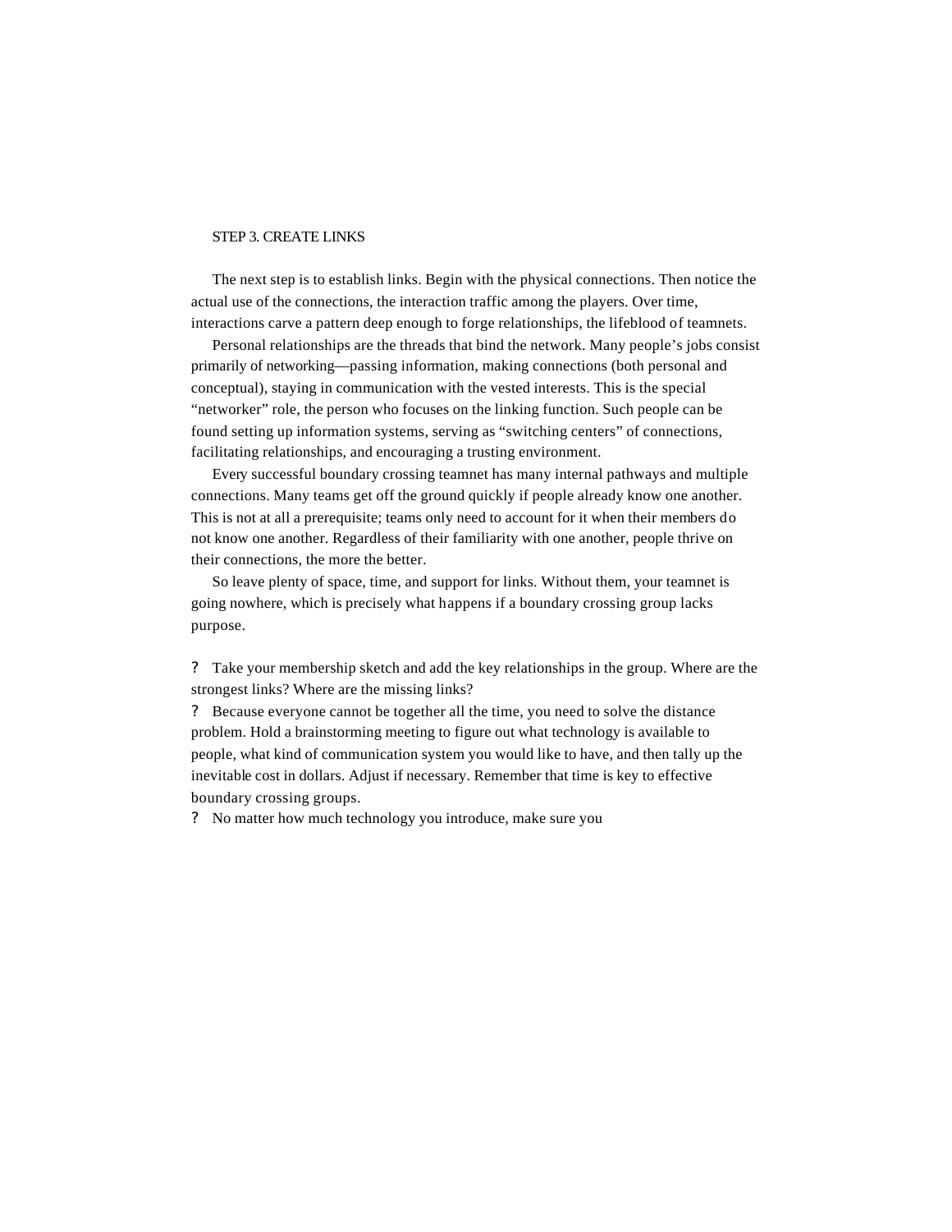## STEP 3. CREATE LINKS

The next step is to establish links. Begin with the physical connections. Then notice the actual use of the connections, the interaction traffic among the players. Over time, interactions carve a pattern deep enough to forge relationships, the lifeblood of teamnets.

Personal relationships are the threads that bind the network. Many people's jobs consist primarily of networking—passing information, making connections (both personal and conceptual), staying in communication with the vested interests. This is the special "networker" role, the person who focuses on the linking function. Such people can be found setting up information systems, serving as "switching centers" of connections, facilitating relationships, and encouraging a trusting environment.

Every successful boundary crossing teamnet has many internal pathways and multiple connections. Many teams get off the ground quickly if people already know one another. This is not at all a prerequisite; teams only need to account for it when their members do not know one another. Regardless of their familiarity with one another, people thrive on their connections, the more the better.

So leave plenty of space, time, and support for links. Without them, your teamnet is going nowhere, which is precisely what happens if a boundary crossing group lacks purpose.

? Take your membership sketch and add the key relationships in the group. Where are the strongest links? Where are the missing links?

? Because everyone cannot be together all the time, you need to solve the distance problem. Hold a brainstorming meeting to figure out what technology is available to people, what kind of communication system you would like to have, and then tally up the inevitable cost in dollars. Adjust if necessary. Remember that time is key to effective boundary crossing groups.

? No matter how much technology you introduce, make sure you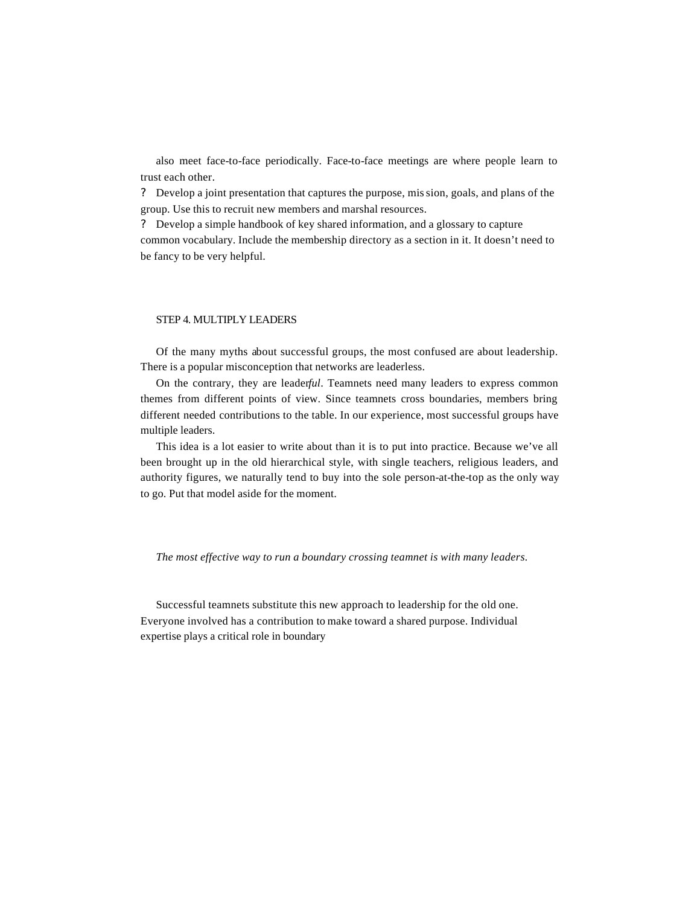also meet face-to-face periodically. Face-to-face meetings are where people learn to trust each other.

? Develop a joint presentation that captures the purpose, mission, goals, and plans of the group. Use this to recruit new members and marshal resources.

? Develop a simple handbook of key shared information, and a glossary to capture common vocabulary. Include the membership directory as a section in it. It doesn't need to be fancy to be very helpful.

## STEP 4. MULTIPLY LEADERS

Of the many myths about successful groups, the most confused are about leadership. There is a popular misconception that networks are leaderless.

On the contrary, they are leader*ful*. Teamnets need many leaders to express common themes from different points of view. Since teamnets cross boundaries, members bring different needed contributions to the table. In our experience, most successful groups have multiple leaders.

This idea is a lot easier to write about than it is to put into practice. Because we've all been brought up in the old hierarchical style, with single teachers, religious leaders, and authority figures, we naturally tend to buy into the sole person-at-the-top as the only way to go. Put that model aside for the moment.

*The most effective way to run a boundary crossing teamnet is with many leaders.*

Successful teamnets substitute this new approach to leadership for the old one. Everyone involved has a contribution to make toward a shared purpose. Individual expertise plays a critical role in boundary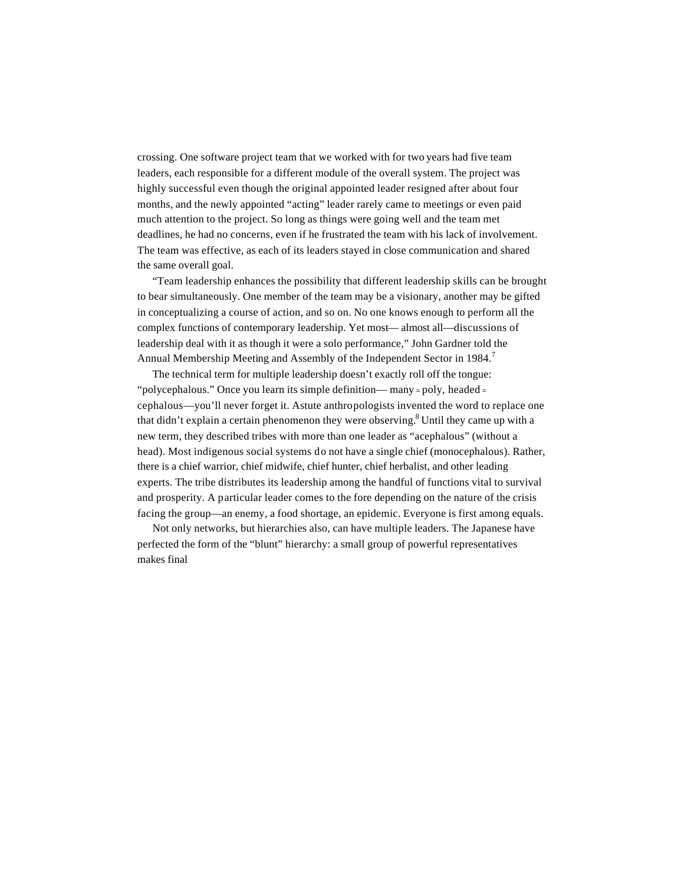crossing. One software project team that we worked with for two years had five team leaders, each responsible for a different module of the overall system. The project was highly successful even though the original appointed leader resigned after about four months, and the newly appointed "acting" leader rarely came to meetings or even paid much attention to the project. So long as things were going well and the team met deadlines, he had no concerns, even if he frustrated the team with his lack of involvement. The team was effective, as each of its leaders stayed in close communication and shared the same overall goal.

"Team leadership enhances the possibility that different leadership skills can be brought to bear simultaneously. One member of the team may be a visionary, another may be gifted in conceptualizing a course of action, and so on. No one knows enough to perform all the complex functions of contemporary leadership. Yet most— almost all—discussions of leadership deal with it as though it were a solo performance," John Gardner told the Annual Membership Meeting and Assembly of the Independent Sector in 1984.[7]

The technical term for multiple leadership doesn't exactly roll off the tongue: "polycephalous." Once you learn its simple definition— many = poly, headed = cephalous—you'll never forget it. Astute anthropologists invented the word to replace one that didn't explain a certain phenomenon they were observing.[8] Until they came up with a new term, they described tribes with more than one leader as "acephalous" (without a head). Most indigenous social systems do not have a single chief (monocephalous). Rather, there is a chief warrior, chief midwife, chief hunter, chief herbalist, and other leading experts. The tribe distributes its leadership among the handful of functions vital to survival and prosperity. A particular leader comes to the fore depending on the nature of the crisis facing the group—an enemy, a food shortage, an epidemic. Everyone is first among equals.

Not only networks, but hierarchies also, can have multiple leaders. The Japanese have perfected the form of the "blunt" hierarchy: a small group of powerful representatives makes final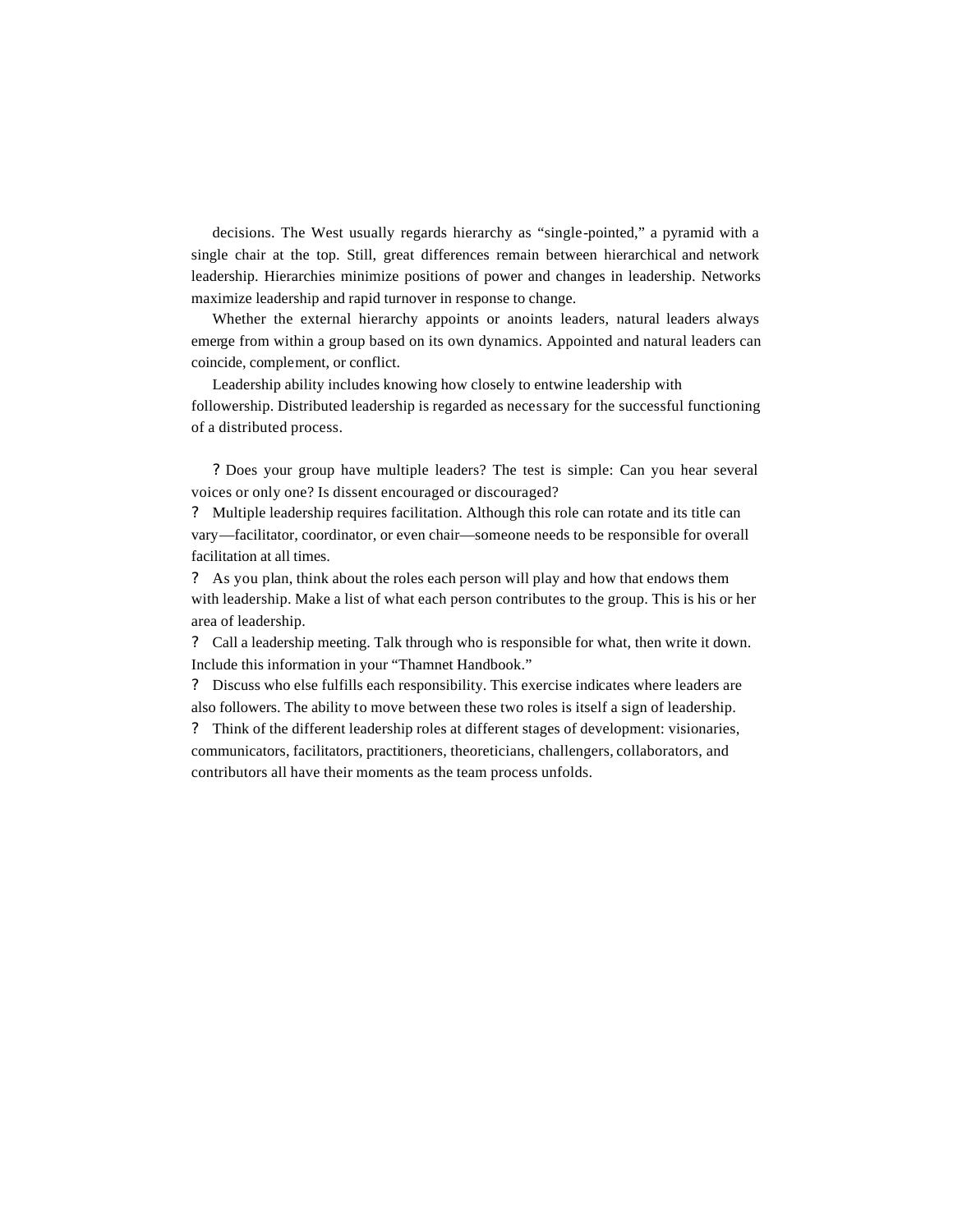decisions. The West usually regards hierarchy as "single-pointed," a pyramid with a single chair at the top. Still, great differences remain between hierarchical and network leadership. Hierarchies minimize positions of power and changes in leadership. Networks maximize leadership and rapid turnover in response to change.

Whether the external hierarchy appoints or anoints leaders, natural leaders always emerge from within a group based on its own dynamics. Appointed and natural leaders can coincide, complement, or conflict.

Leadership ability includes knowing how closely to entwine leadership with followership. Distributed leadership is regarded as necessary for the successful functioning of a distributed process.

? Does your group have multiple leaders? The test is simple: Can you hear several voices or only one? Is dissent encouraged or discouraged?

? Multiple leadership requires facilitation. Although this role can rotate and its title can vary—facilitator, coordinator, or even chair—someone needs to be responsible for overall facilitation at all times.

? As you plan, think about the roles each person will play and how that endows them with leadership. Make a list of what each person contributes to the group. This is his or her area of leadership.

? Call a leadership meeting. Talk through who is responsible for what, then write it down. Include this information in your "Thamnet Handbook."

? Discuss who else fulfills each responsibility. This exercise indicates where leaders are also followers. The ability to move between these two roles is itself a sign of leadership.

? Think of the different leadership roles at different stages of development: visionaries, communicators, facilitators, practitioners, theoreticians, challengers, collaborators, and contributors all have their moments as the team process unfolds.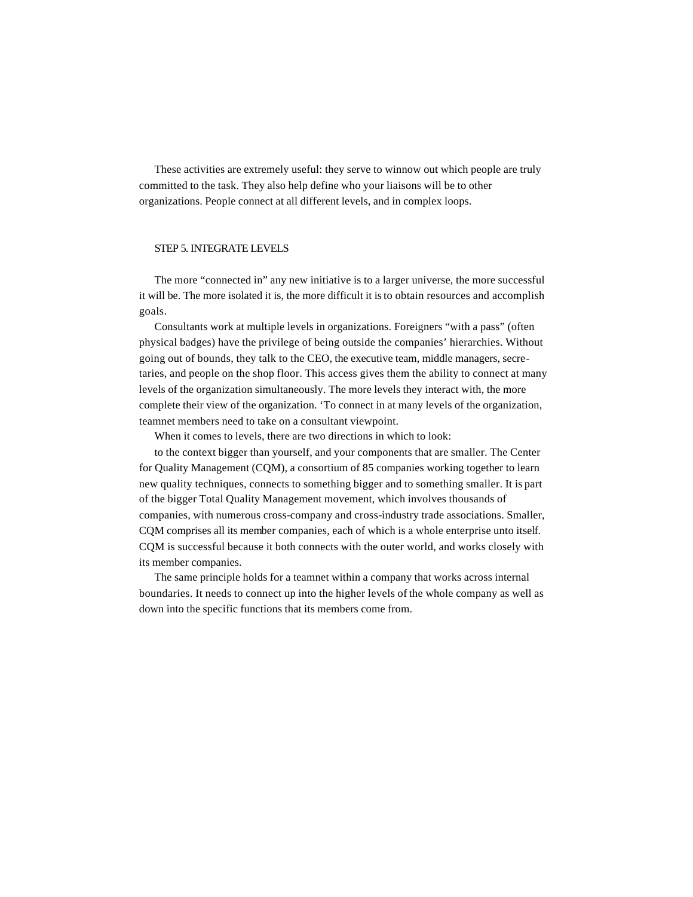These activities are extremely useful: they serve to winnow out which people are truly committed to the task. They also help define who your liaisons will be to other organizations. People connect at all different levels, and in complex loops.

## STEP 5. INTEGRATE LEVELS

The more "connected in" any new initiative is to a larger universe, the more successful it will be. The more isolated it is, the more difficult it is to obtain resources and accomplish goals.

Consultants work at multiple levels in organizations. Foreigners "with a pass" (often physical badges) have the privilege of being outside the companies' hierarchies. Without going out of bounds, they talk to the CEO, the executive team, middle managers, secretaries, and people on the shop floor. This access gives them the ability to connect at many levels of the organization simultaneously. The more levels they interact with, the more complete their view of the organization. 'To connect in at many levels of the organization, teamnet members need to take on a consultant viewpoint.

When it comes to levels, there are two directions in which to look:

to the context bigger than yourself, and your components that are smaller. The Center for Quality Management (CQM), a consortium of 85 companies working together to learn new quality techniques, connects to something bigger and to something smaller. It is part of the bigger Total Quality Management movement, which involves thousands of companies, with numerous cross-company and cross-industry trade associations. Smaller, CQM comprises all its member companies, each of which is a whole enterprise unto itself. CQM is successful because it both connects with the outer world, and works closely with its member companies.

The same principle holds for a teamnet within a company that works across internal boundaries. It needs to connect up into the higher levels of the whole company as well as down into the specific functions that its members come from.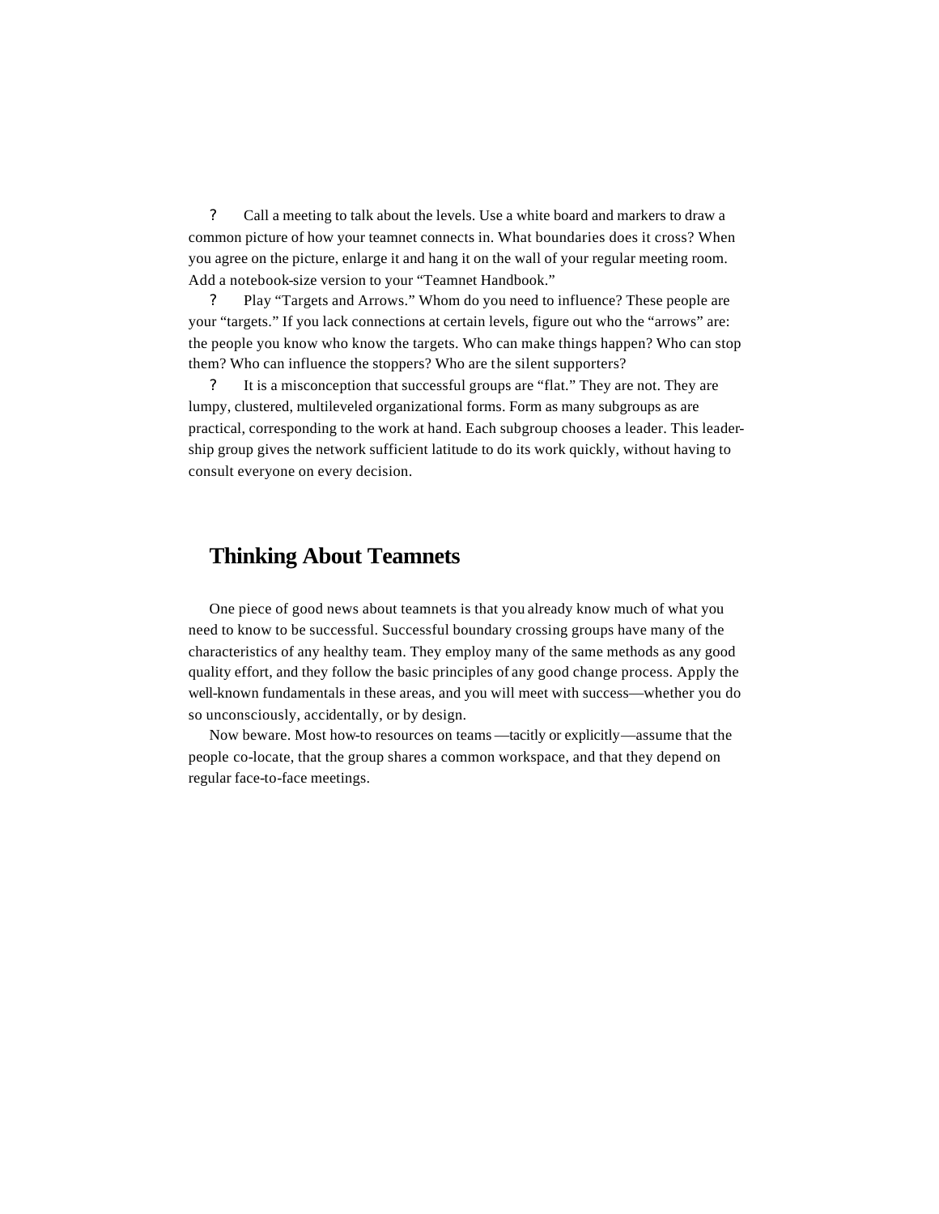- Call a meeting to talk about the levels. Use a white board and markers to draw a common picture of how your teamnet connects in. What boundaries does it cross? When you agree on the picture, enlarge it and hang it on the wall of your regular meeting room. Add a notebook-size version to your "Teamnet Handbook."
- Play "Targets and Arrows." Whom do you need to influence? These people are your "targets." If you lack connections at certain levels, figure out who the "arrows" are: the people you know who know the targets. Who can make things happen? Who can stop them? Who can influence the stoppers? Who are the silent supporters?
- It is a misconception that successful groups are "flat." They are not. They are lumpy, clustered, multileveled organizational forms. Form as many subgroups as are practical, corresponding to the work at hand. Each subgroup chooses a leader. This leadership group gives the network sufficient latitude to do its work quickly, without having to consult everyone on every decision.

## Thinking About Teamnets

One piece of good news about teamnets is that you already know much of what you need to know to be successful. Successful boundary crossing groups have many of the characteristics of any healthy team. They employ many of the same methods as any good quality effort, and they follow the basic principles of any good change process. Apply the well-known fundamentals in these areas, and you will meet with success—whether you do so unconsciously, accidentally, or by design.

Now beware. Most how-to resources on teams—tacitly or explicitly—assume that the people co-locate, that the group shares a common workspace, and that they depend on regular face-to-face meetings.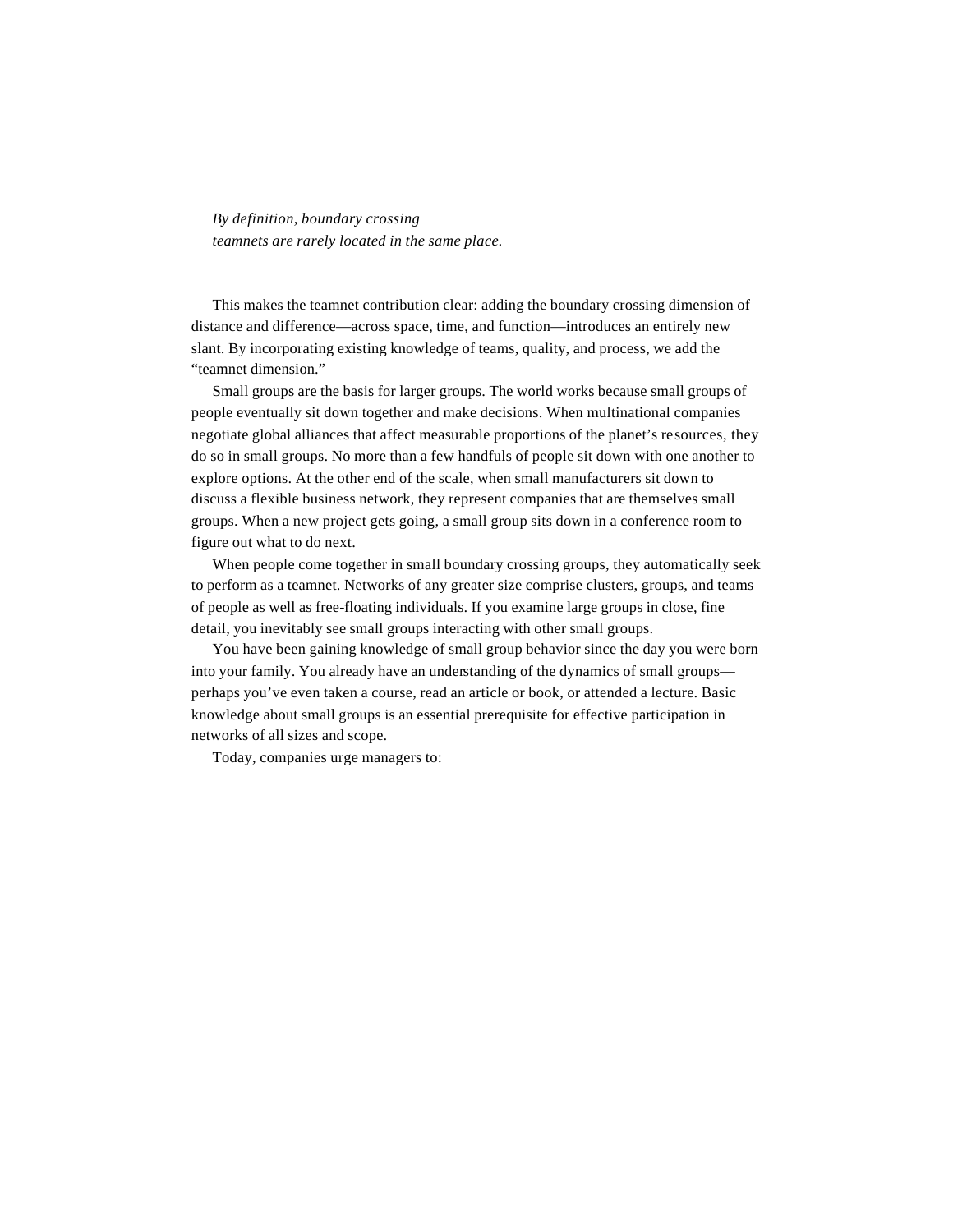*By definition, boundary crossing teamnets are rarely located in the same place.*

This makes the teamnet contribution clear: adding the boundary crossing dimension of distance and difference—across space, time, and function—introduces an entirely new slant. By incorporating existing knowledge of teams, quality, and process, we add the "teamnet dimension."

Small groups are the basis for larger groups. The world works because small groups of people eventually sit down together and make decisions. When multinational companies negotiate global alliances that affect measurable proportions of the planet's resources, they do so in small groups. No more than a few handfuls of people sit down with one another to explore options. At the other end of the scale, when small manufacturers sit down to discuss a flexible business network, they represent companies that are themselves small groups. When a new project gets going, a small group sits down in a conference room to figure out what to do next.

When people come together in small boundary crossing groups, they automatically seek to perform as a teamnet. Networks of any greater size comprise clusters, groups, and teams of people as well as free-floating individuals. If you examine large groups in close, fine detail, you inevitably see small groups interacting with other small groups.

You have been gaining knowledge of small group behavior since the day you were born into your family. You already have an understanding of the dynamics of small groups—perhaps you've even taken a course, read an article or book, or attended a lecture. Basic knowledge about small groups is an essential prerequisite for effective participation in networks of all sizes and scope.

Today, companies urge managers to: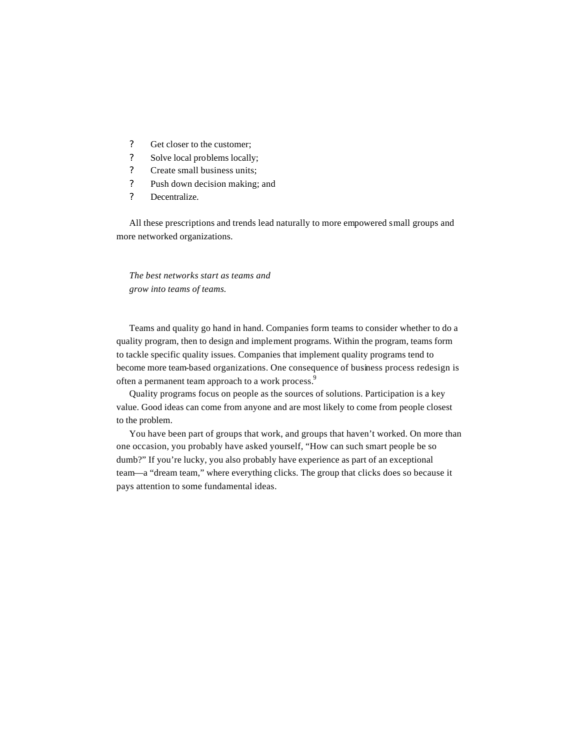- Get closer to the customer;
- Solve local problems locally;
- Create small business units;
- Push down decision making; and
- Decentralize.

All these prescriptions and trends lead naturally to more empowered small groups and more networked organizations.

*The best networks start as teams and grow into teams of teams.*

Teams and quality go hand in hand. Companies form teams to consider whether to do a quality program, then to design and implement programs. Within the program, teams form to tackle specific quality issues. Companies that implement quality programs tend to become more team-based organizations. One consequence of business process redesign is often a permanent team approach to a work process.[9]

Quality programs focus on people as the sources of solutions. Participation is a key value. Good ideas can come from anyone and are most likely to come from people closest to the problem.

You have been part of groups that work, and groups that haven't worked. On more than one occasion, you probably have asked yourself, "How can such smart people be so dumb?" If you're lucky, you also probably have experience as part of an exceptional team—a "dream team," where everything clicks. The group that clicks does so because it pays attention to some fundamental ideas.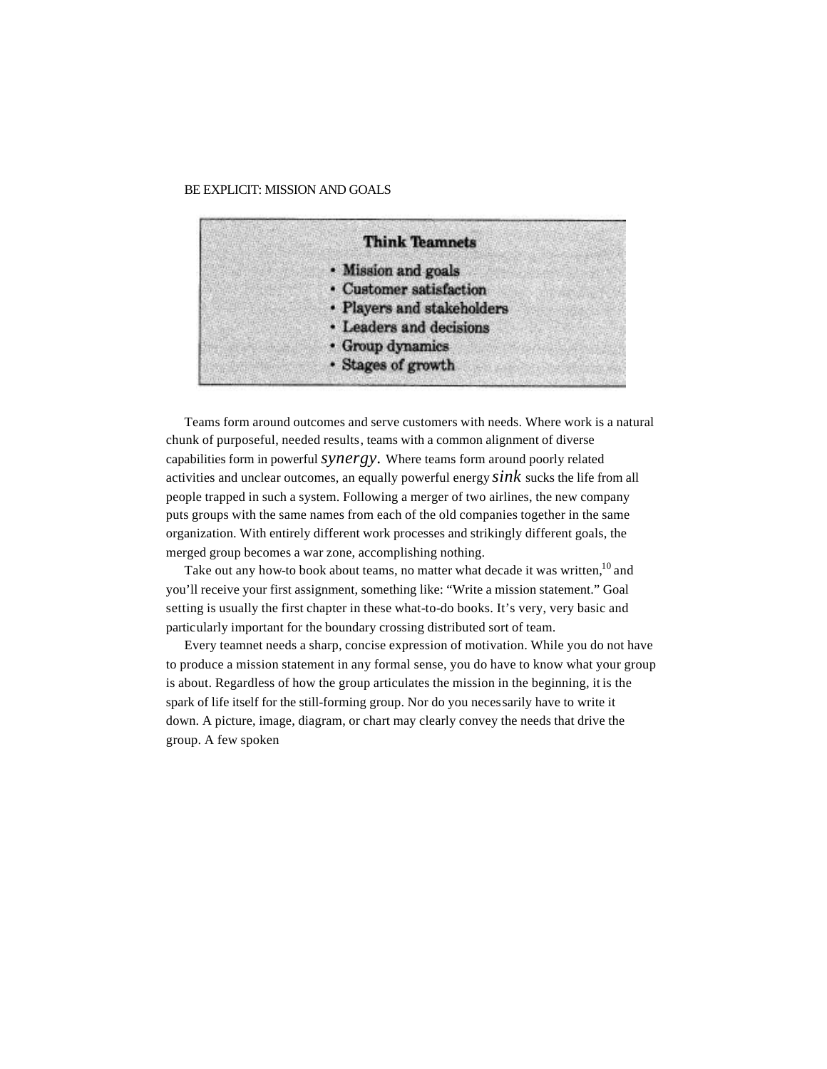## BE EXPLICIT: MISSION AND GOALS

**Think Teamnets**

- **Mission and goals**
- **Customer satisfaction**
- **Players and stakeholders**
- **Leaders and decisions**
- **Group dynamics**
- **Stages of growth**

Teams form around outcomes and serve customers with needs. Where work is a natural chunk of purposeful, needed results, teams with a common alignment of diverse capabilities form in powerful *synergy.* Where teams form around poorly related activities and unclear outcomes, an equally powerful energy *sink* sucks the life from all people trapped in such a system. Following a merger of two airlines, the new company puts groups with the same names from each of the old companies together in the same organization. With entirely different work processes and strikingly different goals, the merged group becomes a war zone, accomplishing nothing.

Take out any how-to book about teams, no matter what decade it was written,[10] and you'll receive your first assignment, something like: "Write a mission statement." Goal setting is usually the first chapter in these what-to-do books. It's very, very basic and particularly important for the boundary crossing distributed sort of team.

Every teamnet needs a sharp, concise expression of motivation. While you do not have to produce a mission statement in any formal sense, you do have to know what your group is about. Regardless of how the group articulates the mission in the beginning, it is the spark of life itself for the still-forming group. Nor do you necessarily have to write it down. A picture, image, diagram, or chart may clearly convey the needs that drive the group. A few spoken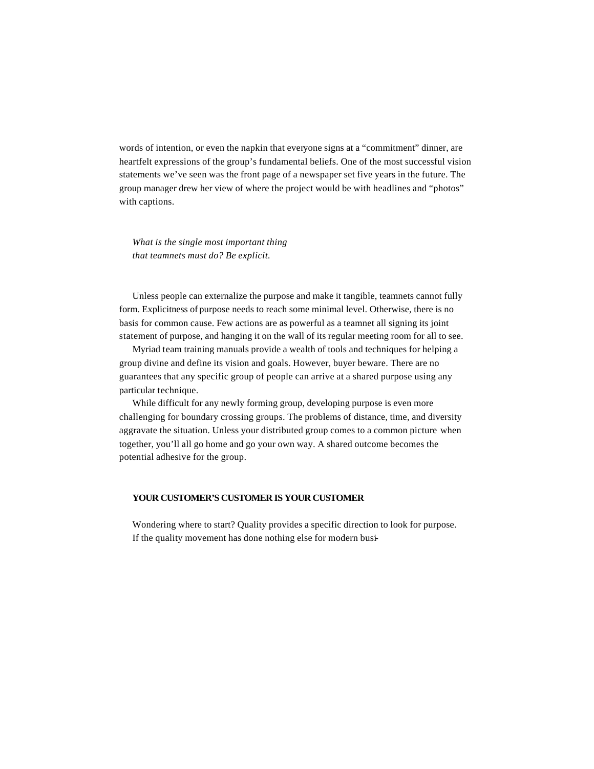words of intention, or even the napkin that everyone signs at a "commitment" dinner, are heartfelt expressions of the group's fundamental beliefs. One of the most successful vision statements we've seen was the front page of a newspaper set five years in the future. The group manager drew her view of where the project would be with headlines and "photos" with captions.

*What is the single most important thing that teamnets must do? Be explicit.*

Unless people can externalize the purpose and make it tangible, teamnets cannot fully form. Explicitness of purpose needs to reach some minimal level. Otherwise, there is no basis for common cause. Few actions are as powerful as a teamnet all signing its joint statement of purpose, and hanging it on the wall of its regular meeting room for all to see.

Myriad team training manuals provide a wealth of tools and techniques for helping a group divine and define its vision and goals. However, buyer beware. There are no guarantees that any specific group of people can arrive at a shared purpose using any particular technique.

While difficult for any newly forming group, developing purpose is even more challenging for boundary crossing groups. The problems of distance, time, and diversity aggravate the situation. Unless your distributed group comes to a common picture when together, you'll all go home and go your own way. A shared outcome becomes the potential adhesive for the group.

## YOUR CUSTOMER'S CUSTOMER IS YOUR CUSTOMER

Wondering where to start? Quality provides a specific direction to look for purpose. If the quality movement has done nothing else for modern busi-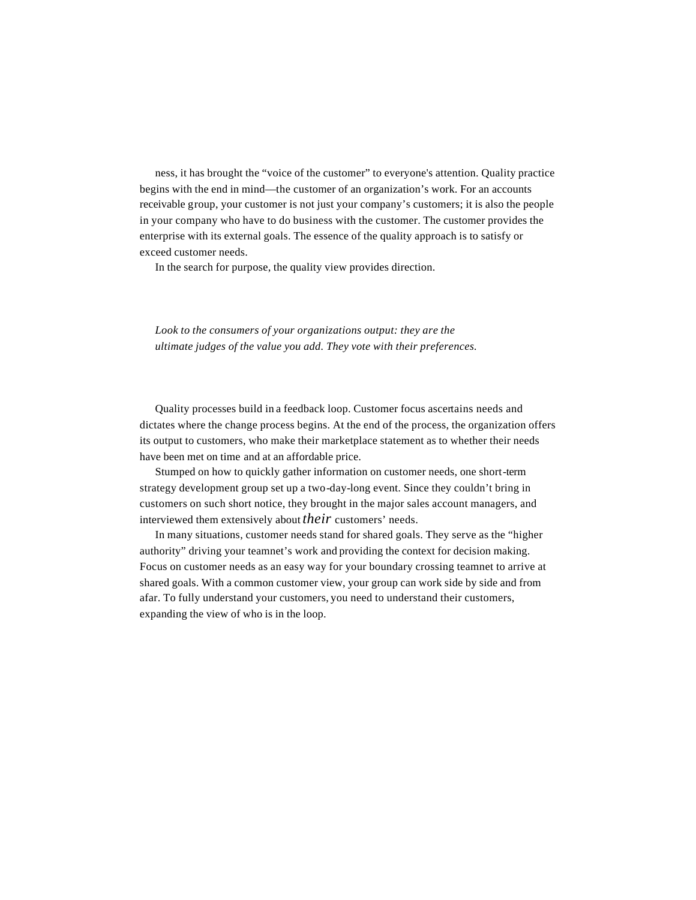ness, it has brought the "voice of the customer" to everyone's attention. Quality practice begins with the end in mind—the customer of an organization's work. For an accounts receivable group, your customer is not just your company's customers; it is also the people in your company who have to do business with the customer. The customer provides the enterprise with its external goals. The essence of the quality approach is to satisfy or exceed customer needs.

In the search for purpose, the quality view provides direction.

*Look to the consumers of your organizations output: they are the ultimate judges of the value you add. They vote with their preferences.*

Quality processes build in a feedback loop. Customer focus ascertains needs and dictates where the change process begins. At the end of the process, the organization offers its output to customers, who make their marketplace statement as to whether their needs have been met on time and at an affordable price.

Stumped on how to quickly gather information on customer needs, one short-term strategy development group set up a two-day-long event. Since they couldn't bring in customers on such short notice, they brought in the major sales account managers, and interviewed them extensively about *their* customers' needs.

In many situations, customer needs stand for shared goals. They serve as the "higher authority" driving your teamnet's work and providing the context for decision making. Focus on customer needs as an easy way for your boundary crossing teamnet to arrive at shared goals. With a common customer view, your group can work side by side and from afar. To fully understand your customers, you need to understand their customers, expanding the view of who is in the loop.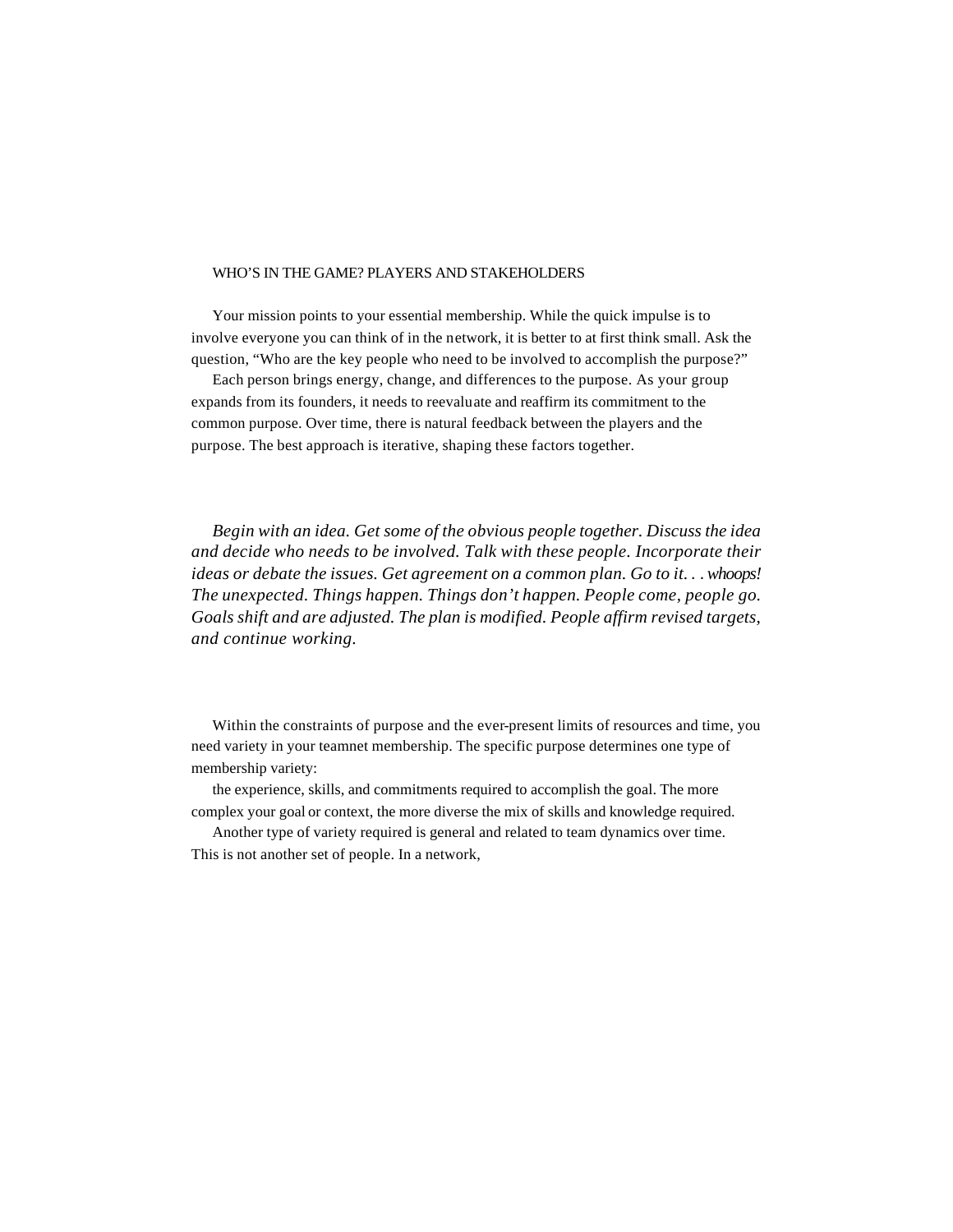## WHO'S IN THE GAME? PLAYERS AND STAKEHOLDERS

Your mission points to your essential membership. While the quick impulse is to involve everyone you can think of in the network, it is better to at first think small. Ask the question, "Who are the key people who need to be involved to accomplish the purpose?"

Each person brings energy, change, and differences to the purpose. As your group expands from its founders, it needs to reevaluate and reaffirm its commitment to the common purpose. Over time, there is natural feedback between the players and the purpose. The best approach is iterative, shaping these factors together.

*Begin with an idea. Get some of the obvious people together. Discuss the idea and decide who needs to be involved. Talk with these people. Incorporate their ideas or debate the issues. Get agreement on a common plan. Go to it. . . whoops! The unexpected. Things happen. Things don't happen. People come, people go. Goals shift and are adjusted. The plan is modified. People affirm revised targets, and continue working.*

Within the constraints of purpose and the ever-present limits of resources and time, you need variety in your teamnet membership. The specific purpose determines one type of membership variety:

the experience, skills, and commitments required to accomplish the goal. The more complex your goal or context, the more diverse the mix of skills and knowledge required.

Another type of variety required is general and related to team dynamics over time. This is not another set of people. In a network,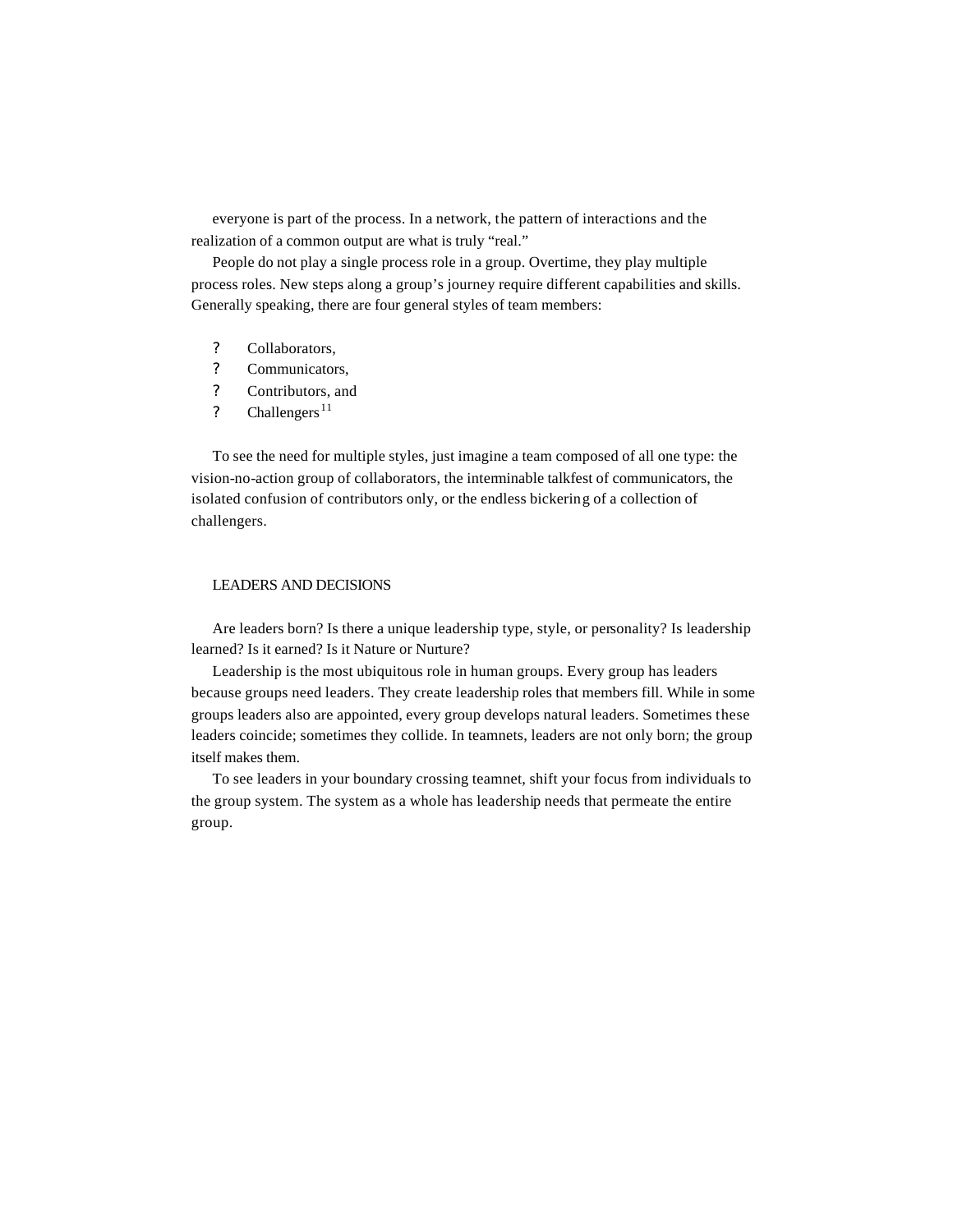everyone is part of the process. In a network, the pattern of interactions and the realization of a common output are what is truly "real."

People do not play a single process role in a group. Overtime, they play multiple process roles. New steps along a group's journey require different capabilities and skills. Generally speaking, there are four general styles of team members:

- Collaborators,
- Communicators,
- Contributors, and
- Challengers[11]

To see the need for multiple styles, just imagine a team composed of all one type: the vision-no-action group of collaborators, the interminable talkfest of communicators, the isolated confusion of contributors only, or the endless bickering of a collection of challengers.

## LEADERS AND DECISIONS

Are leaders born? Is there a unique leadership type, style, or personality? Is leadership learned? Is it earned? Is it Nature or Nurture?

Leadership is the most ubiquitous role in human groups. Every group has leaders because groups need leaders. They create leadership roles that members fill. While in some groups leaders also are appointed, every group develops natural leaders. Sometimes these leaders coincide; sometimes they collide. In teamnets, leaders are not only born; the group itself makes them.

To see leaders in your boundary crossing teamnet, shift your focus from individuals to the group system. The system as a whole has leadership needs that permeate the entire group.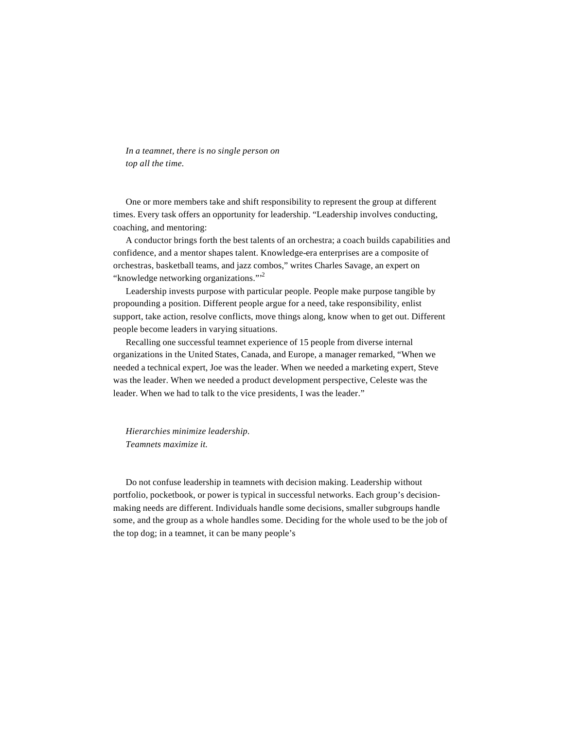*In a teamnet, there is no single person on top all the time.*

One or more members take and shift responsibility to represent the group at different times. Every task offers an opportunity for leadership. "Leadership involves conducting, coaching, and mentoring:

A conductor brings forth the best talents of an orchestra; a coach builds capabilities and confidence, and a mentor shapes talent. Knowledge-era enterprises are a composite of orchestras, basketball teams, and jazz combos," writes Charles Savage, an expert on "knowledge networking organizations."'[2]

Leadership invests purpose with particular people. People make purpose tangible by propounding a position. Different people argue for a need, take responsibility, enlist support, take action, resolve conflicts, move things along, know when to get out. Different people become leaders in varying situations.

Recalling one successful teamnet experience of 15 people from diverse internal organizations in the United States, Canada, and Europe, a manager remarked, "When we needed a technical expert, Joe was the leader. When we needed a marketing expert, Steve was the leader. When we needed a product development perspective, Celeste was the leader. When we had to talk to the vice presidents, I was the leader."

*Hierarchies minimize leadership.*
*Teamnets maximize it.*

Do not confuse leadership in teamnets with decision making. Leadership without portfolio, pocketbook, or power is typical in successful networks. Each group's decision-making needs are different. Individuals handle some decisions, smaller subgroups handle some, and the group as a whole handles some. Deciding for the whole used to be the job of the top dog; in a teamnet, it can be many people's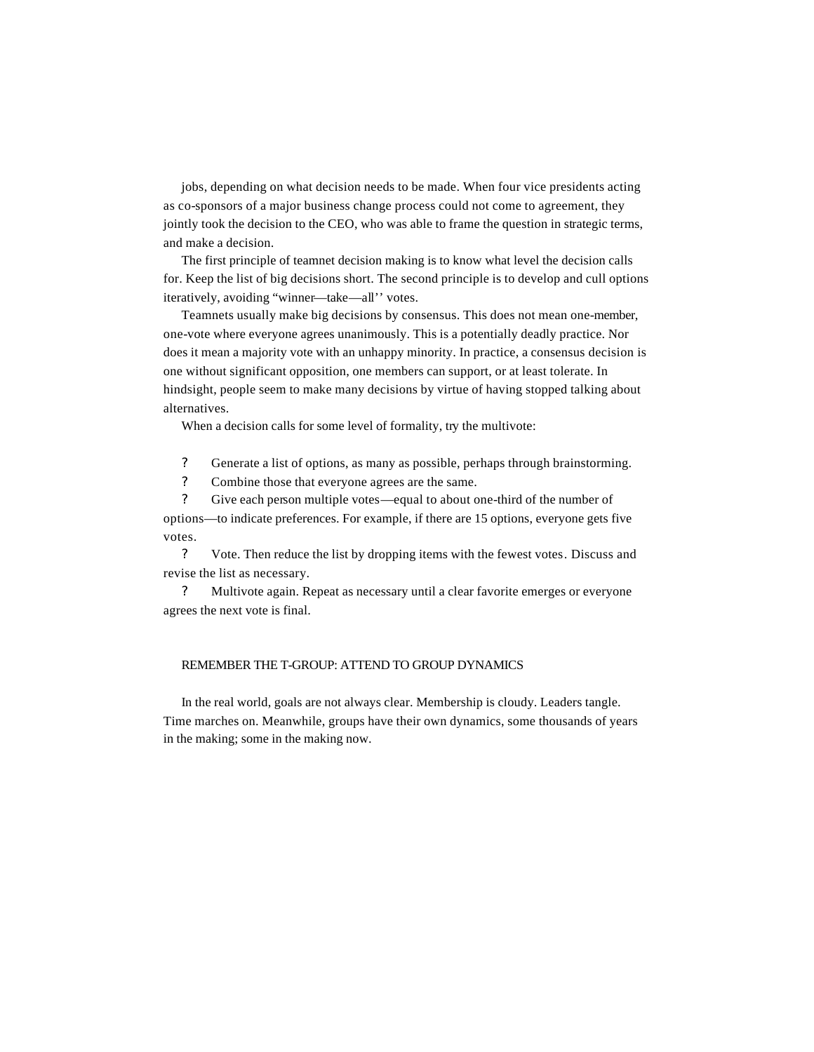jobs, depending on what decision needs to be made. When four vice presidents acting as co-sponsors of a major business change process could not come to agreement, they jointly took the decision to the CEO, who was able to frame the question in strategic terms, and make a decision.

The first principle of teamnet decision making is to know what level the decision calls for. Keep the list of big decisions short. The second principle is to develop and cull options iteratively, avoiding "winner—take—all'' votes.

Teamnets usually make big decisions by consensus. This does not mean one-member, one-vote where everyone agrees unanimously. This is a potentially deadly practice. Nor does it mean a majority vote with an unhappy minority. In practice, a consensus decision is one without significant opposition, one members can support, or at least tolerate. In hindsight, people seem to make many decisions by virtue of having stopped talking about alternatives.

When a decision calls for some level of formality, try the multivote:

- Generate a list of options, as many as possible, perhaps through brainstorming.
- Combine those that everyone agrees are the same.
- Give each person multiple votes—equal to about one-third of the number of options—to indicate preferences. For example, if there are 15 options, everyone gets five votes.
- Vote. Then reduce the list by dropping items with the fewest votes. Discuss and revise the list as necessary.
- Multivote again. Repeat as necessary until a clear favorite emerges or everyone agrees the next vote is final.

## REMEMBER THE T-GROUP: ATTEND TO GROUP DYNAMICS

In the real world, goals are not always clear. Membership is cloudy. Leaders tangle. Time marches on. Meanwhile, groups have their own dynamics, some thousands of years in the making; some in the making now.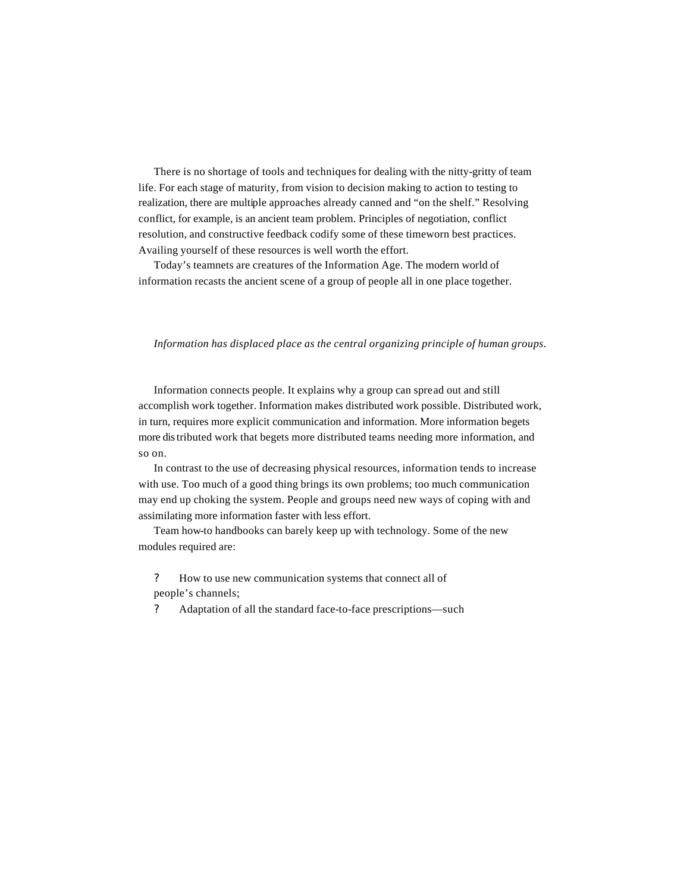There is no shortage of tools and techniques for dealing with the nitty-gritty of team life. For each stage of maturity, from vision to decision making to action to testing to realization, there are multiple approaches already canned and "on the shelf." Resolving conflict, for example, is an ancient team problem. Principles of negotiation, conflict resolution, and constructive feedback codify some of these timeworn best practices. Availing yourself of these resources is well worth the effort.

Today's teamnets are creatures of the Information Age. The modern world of information recasts the ancient scene of a group of people all in one place together.

*Information has displaced place as the central organizing principle of human groups.*

Information connects people. It explains why a group can spread out and still accomplish work together. Information makes distributed work possible. Distributed work, in turn, requires more explicit communication and information. More information begets more distributed work that begets more distributed teams needing more information, and so on.

In contrast to the use of decreasing physical resources, information tends to increase with use. Too much of a good thing brings its own problems; too much communication may end up choking the system. People and groups need new ways of coping with and assimilating more information faster with less effort.

Team how-to handbooks can barely keep up with technology. Some of the new modules required are:

- How to use new communication systems that connect all of people's channels;
- Adaptation of all the standard face-to-face prescriptions—such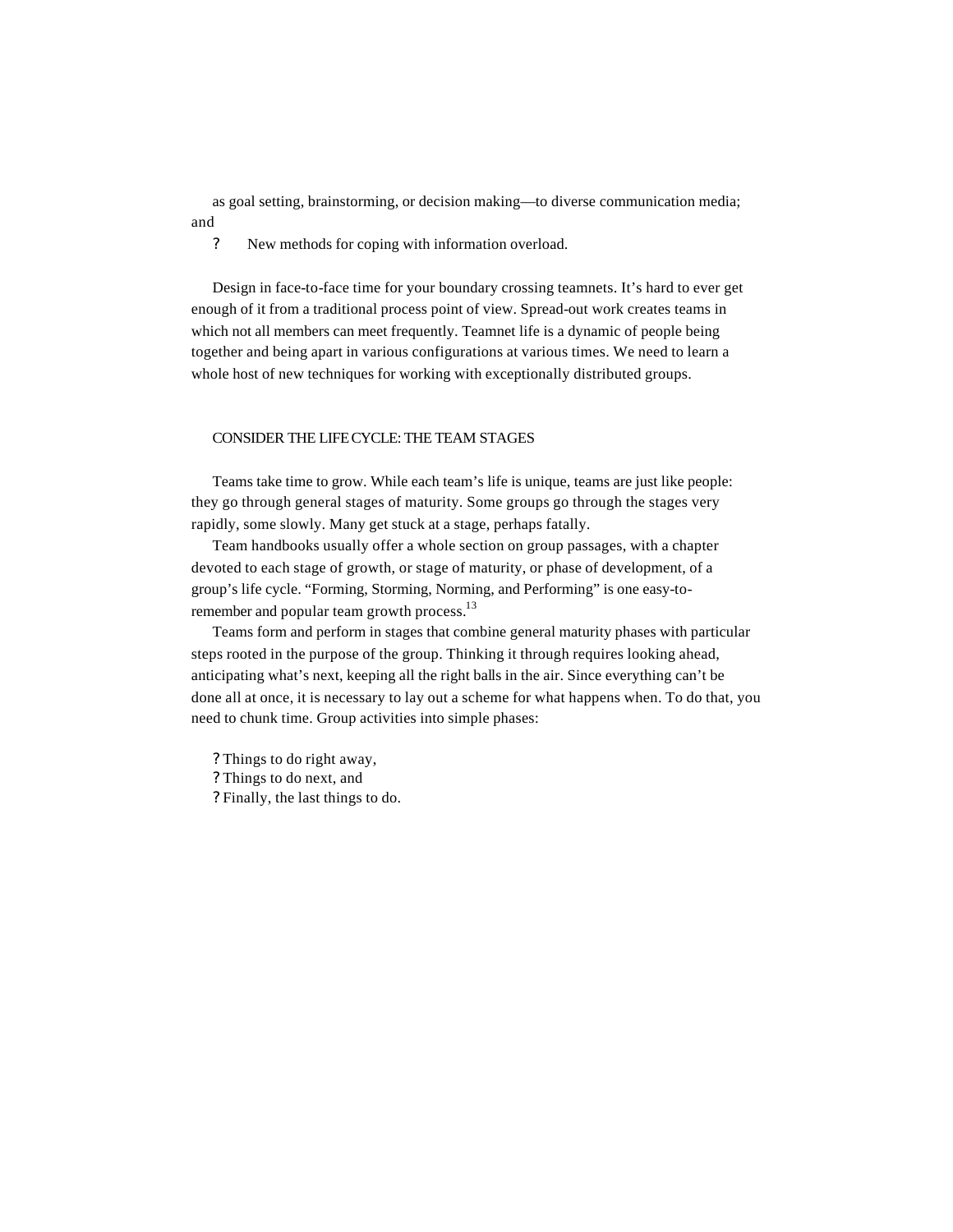as goal setting, brainstorming, or decision making—to diverse communication media; and

- New methods for coping with information overload.

Design in face-to-face time for your boundary crossing teamnets. It's hard to ever get enough of it from a traditional process point of view. Spread-out work creates teams in which not all members can meet frequently. Teamnet life is a dynamic of people being together and being apart in various configurations at various times. We need to learn a whole host of new techniques for working with exceptionally distributed groups.

## CONSIDER THE LIFE CYCLE: THE TEAM STAGES

Teams take time to grow. While each team's life is unique, teams are just like people: they go through general stages of maturity. Some groups go through the stages very rapidly, some slowly. Many get stuck at a stage, perhaps fatally.

Team handbooks usually offer a whole section on group passages, with a chapter devoted to each stage of growth, or stage of maturity, or phase of development, of a group's life cycle. "Forming, Storming, Norming, and Performing" is one easy-to-remember and popular team growth process.[13]

Teams form and perform in stages that combine general maturity phases with particular steps rooted in the purpose of the group. Thinking it through requires looking ahead, anticipating what's next, keeping all the right balls in the air. Since everything can't be done all at once, it is necessary to lay out a scheme for what happens when. To do that, you need to chunk time. Group activities into simple phases:

- Things to do right away,
- Things to do next, and
- Finally, the last things to do.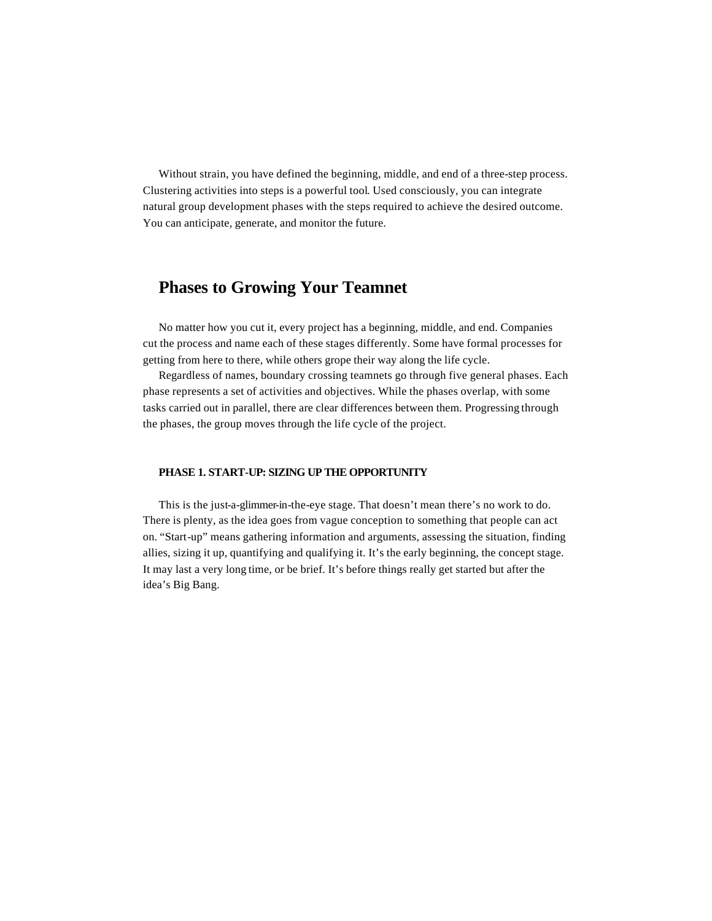Without strain, you have defined the beginning, middle, and end of a three-step process. Clustering activities into steps is a powerful tool. Used consciously, you can integrate natural group development phases with the steps required to achieve the desired outcome. You can anticipate, generate, and monitor the future.

## Phases to Growing Your Teamnet

No matter how you cut it, every project has a beginning, middle, and end. Companies cut the process and name each of these stages differently. Some have formal processes for getting from here to there, while others grope their way along the life cycle.

Regardless of names, boundary crossing teamnets go through five general phases. Each phase represents a set of activities and objectives. While the phases overlap, with some tasks carried out in parallel, there are clear differences between them. Progressing through the phases, the group moves through the life cycle of the project.

#### PHASE 1. START-UP: SIZING UP THE OPPORTUNITY

This is the just-a-glimmer-in-the-eye stage. That doesn't mean there's no work to do. There is plenty, as the idea goes from vague conception to something that people can act on. "Start-up" means gathering information and arguments, assessing the situation, finding allies, sizing it up, quantifying and qualifying it. It's the early beginning, the concept stage. It may last a very long time, or be brief. It's before things really get started but after the idea's Big Bang.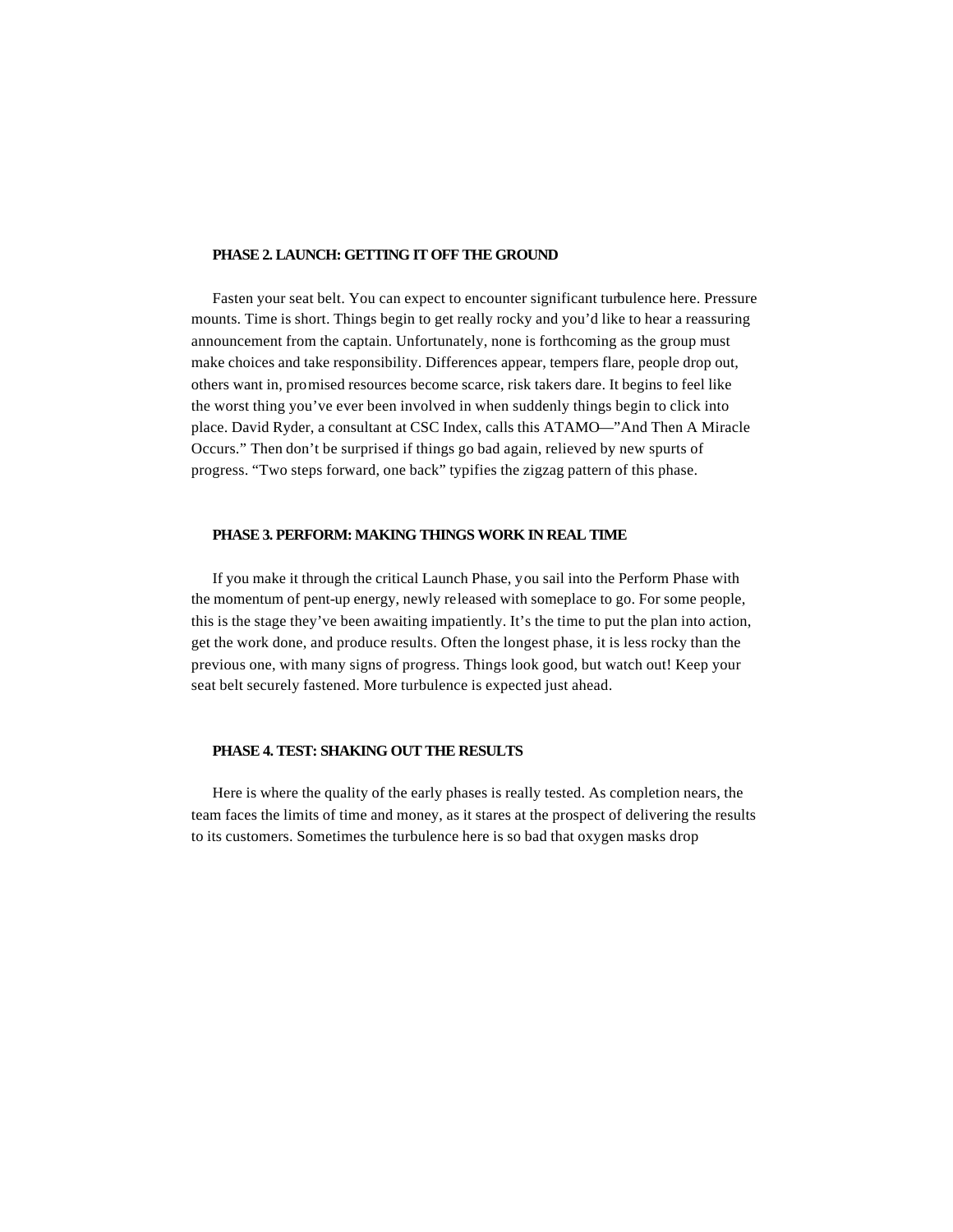**PHASE 2. LAUNCH: GETTING IT OFF THE GROUND**

Fasten your seat belt. You can expect to encounter significant turbulence here. Pressure mounts. Time is short. Things begin to get really rocky and you'd like to hear a reassuring announcement from the captain. Unfortunately, none is forthcoming as the group must make choices and take responsibility. Differences appear, tempers flare, people drop out, others want in, promised resources become scarce, risk takers dare. It begins to feel like the worst thing you've ever been involved in when suddenly things begin to click into place. David Ryder, a consultant at CSC Index, calls this ATAMO—"And Then A Miracle Occurs." Then don't be surprised if things go bad again, relieved by new spurts of progress. "Two steps forward, one back" typifies the zigzag pattern of this phase.

**PHASE 3. PERFORM: MAKING THINGS WORK IN REAL TIME**

If you make it through the critical Launch Phase, you sail into the Perform Phase with the momentum of pent-up energy, newly released with someplace to go. For some people, this is the stage they've been awaiting impatiently. It's the time to put the plan into action, get the work done, and produce results. Often the longest phase, it is less rocky than the previous one, with many signs of progress. Things look good, but watch out! Keep your seat belt securely fastened. More turbulence is expected just ahead.

**PHASE 4. TEST: SHAKING OUT THE RESULTS**

Here is where the quality of the early phases is really tested. As completion nears, the team faces the limits of time and money, as it stares at the prospect of delivering the results to its customers. Sometimes the turbulence here is so bad that oxygen masks drop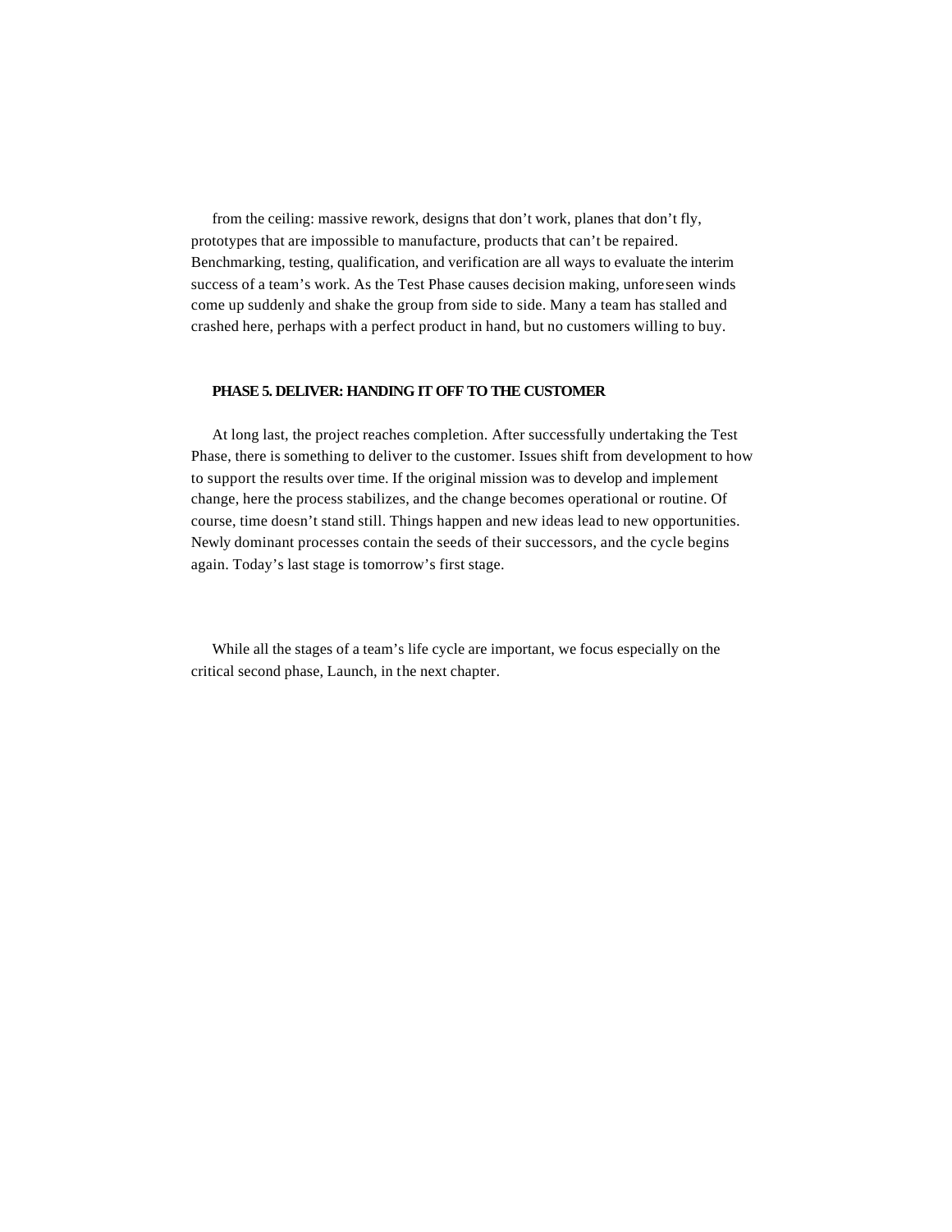from the ceiling: massive rework, designs that don't work, planes that don't fly, prototypes that are impossible to manufacture, products that can't be repaired. Benchmarking, testing, qualification, and verification are all ways to evaluate the interim success of a team's work. As the Test Phase causes decision making, unforeseen winds come up suddenly and shake the group from side to side. Many a team has stalled and crashed here, perhaps with a perfect product in hand, but no customers willing to buy.

### PHASE 5. DELIVER: HANDING IT OFF TO THE CUSTOMER

At long last, the project reaches completion. After successfully undertaking the Test Phase, there is something to deliver to the customer. Issues shift from development to how to support the results over time. If the original mission was to develop and implement change, here the process stabilizes, and the change becomes operational or routine. Of course, time doesn't stand still. Things happen and new ideas lead to new opportunities. Newly dominant processes contain the seeds of their successors, and the cycle begins again. Today's last stage is tomorrow's first stage.

While all the stages of a team's life cycle are important, we focus especially on the critical second phase, Launch, in the next chapter.